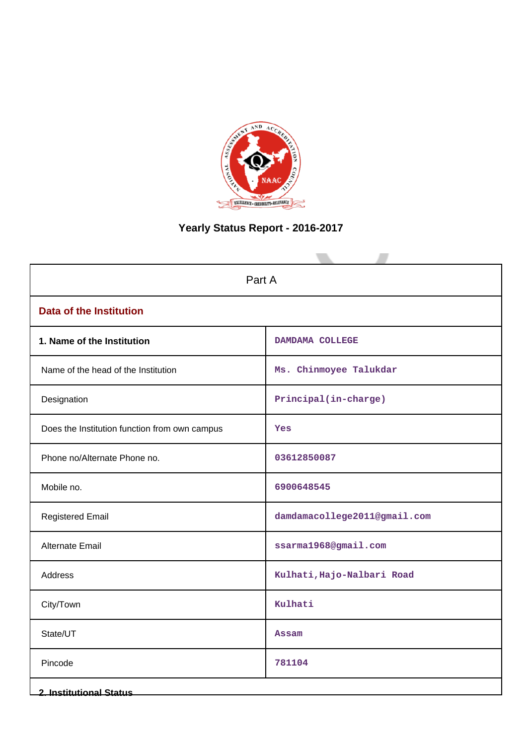# Yearly Status Report - 2016-2017

| Part A | |
|---|---|
| **Data of the Institution** | |
| **1. Name of the Institution** | DAMDAMA COLLEGE |
| Name of the head of the Institution | Ms. Chinmoyee Talukdar |
| Designation | Principal(in-charge) |
| Does the Institution function from own campus | Yes |
| Phone no/Alternate Phone no. | 03612850087 |
| Mobile no. | 6900648545 |
| Registered Email | damdamacollege2011@gmail.com |
| Alternate Email | ssarma1968@gmail.com |
| Address | Kulhati,Hajo-Nalbari Road |
| City/Town | Kulhati |
| State/UT | Assam |
| Pincode | 781104 |

**2. Institutional Status**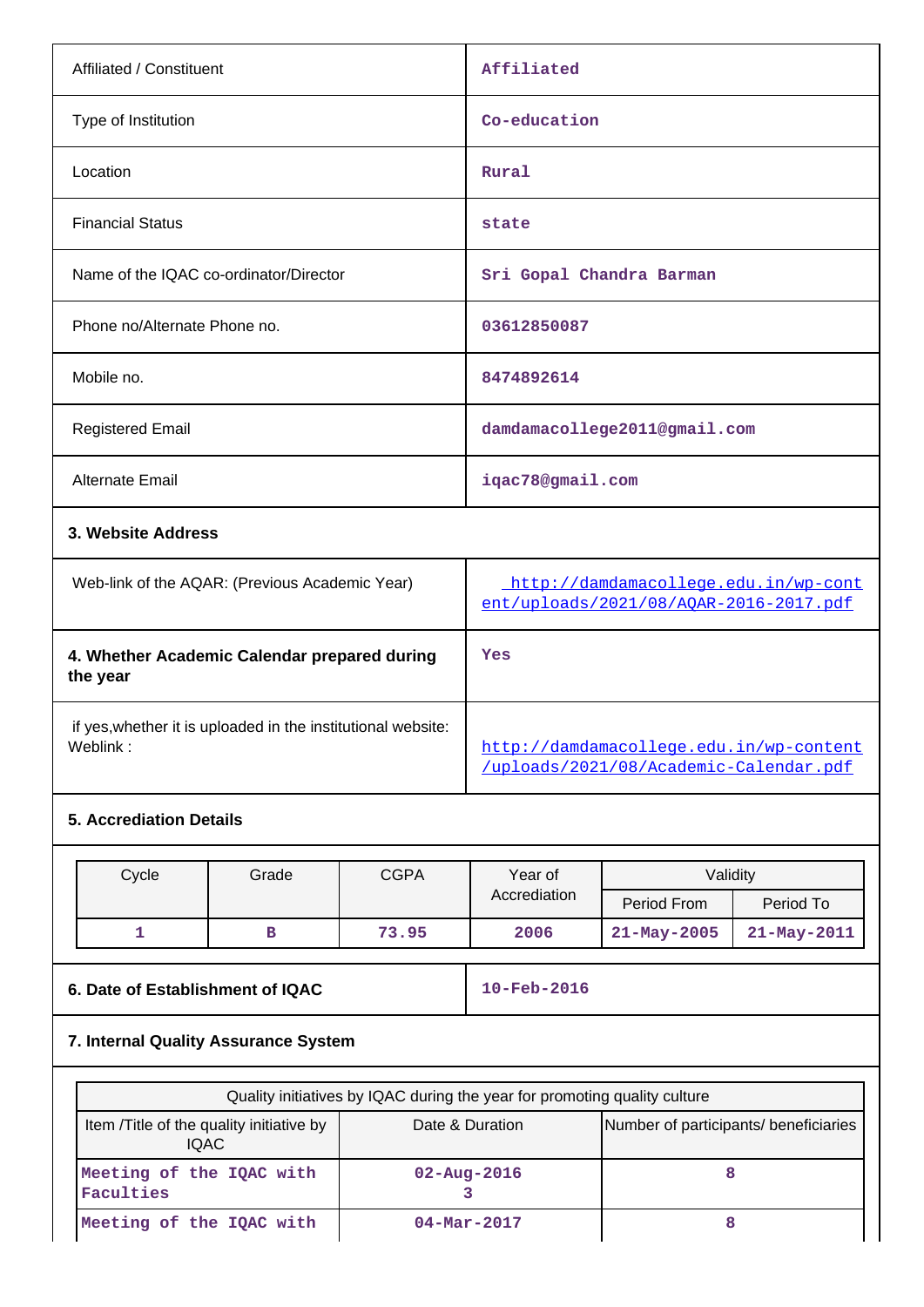| | |
|---|---|
| Affiliated / Constituent | Affiliated |
| Type of Institution | Co-education |
| Location | Rural |
| Financial Status | state |
| Name of the IQAC co-ordinator/Director | Sri Gopal Chandra Barman |
| Phone no/Alternate Phone no. | 03612850087 |
| Mobile no. | 8474892614 |
| Registered Email | damdamacollege2011@gmail.com |
| Alternate Email | iqac78@gmail.com |

**3. Website Address**

| | |
|---|---|
| Web-link of the AQAR: (Previous Academic Year) | http://damdamacollege.edu.in/wp-content/uploads/2021/08/AQAR-2016-2017.pdf |
| **4. Whether Academic Calendar prepared during the year** | Yes |
| if yes,whether it is uploaded in the institutional website: Weblink : | http://damdamacollege.edu.in/wp-content/uploads/2021/08/Academic-Calendar.pdf |

**5. Accrediation Details**

| Cycle | Grade | CGPA | Year of Accrediation | Validity | |
|---|---|---|---|---|---|
| | | | | Period From | Period To |
| 1 | B | 73.95 | 2006 | 21-May-2005 | 21-May-2011 |

| | |
|---|---|
| **6. Date of Establishment of IQAC** | 10-Feb-2016 |

**7. Internal Quality Assurance System**

| Quality initiatives by IQAC during the year for promoting quality culture | | |
|---|---|---|
| Item /Title of the quality initiative by IQAC | Date & Duration | Number of participants/ beneficiaries |
| Meeting of the IQAC with Faculties | 02-Aug-2016<br>3 | 8 |
| Meeting of the IQAC with | 04-Mar-2017 | 8 |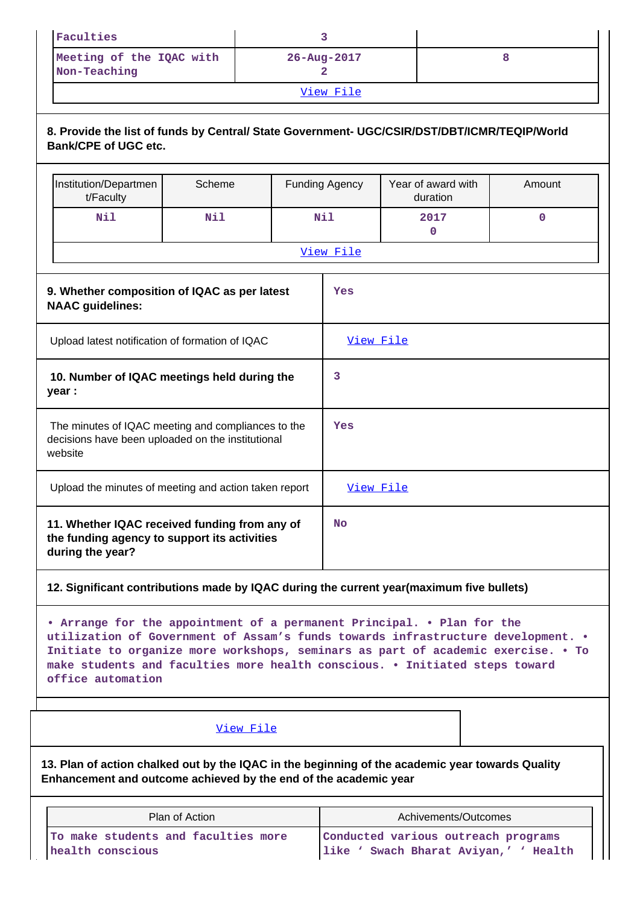| Faculties | 3 | |
|---|---|---|
| Meeting of the IQAC with Non-Teaching | 26-Aug-2017 2 | 8 |
| View File | | |

**8. Provide the list of funds by Central/ State Government- UGC/CSIR/DST/DBT/ICMR/TEQIP/World Bank/CPE of UGC etc.**

| Institution/Department/Faculty | Scheme | Funding Agency | Year of award with duration | Amount |
|---|---|---|---|---|
| Nil | Nil | Nil | 2017 0 | 0 |
| View File | | | | |

| | |
|---|---|
| **9. Whether composition of IQAC as per latest NAAC guidelines:** | Yes |
| Upload latest notification of formation of IQAC | View File |
| **10. Number of IQAC meetings held during the year :** | 3 |
| The minutes of IQAC meeting and compliances to the decisions have been uploaded on the institutional website | Yes |
| Upload the minutes of meeting and action taken report | View File |
| **11. Whether IQAC received funding from any of the funding agency to support its activities during the year?** | No |

**12. Significant contributions made by IQAC during the current year(maximum five bullets)**

• Arrange for the appointment of a permanent Principal. • Plan for the utilization of Government of Assam's funds towards infrastructure development. • Initiate to organize more workshops, seminars as part of academic exercise. • To make students and faculties more health conscious. • Initiated steps toward office automation

View File

**13. Plan of action chalked out by the IQAC in the beginning of the academic year towards Quality Enhancement and outcome achieved by the end of the academic year**

| Plan of Action | Achivements/Outcomes |
|---|---|
| To make students and faculties more health conscious | Conducted various outreach programs like ' Swach Bharat Aviyan,' ' Health |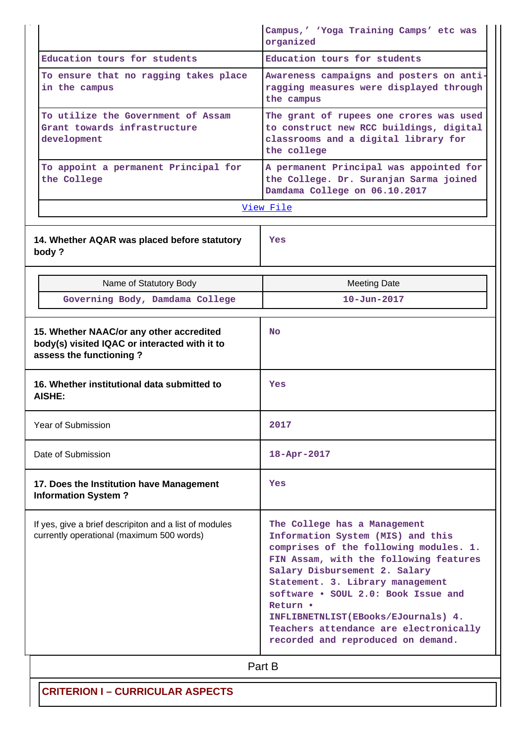| | |
|---|---|
| | Campus,' 'Yoga Training Camps' etc was organized |
| Education tours for students | Education tours for students |
| To ensure that no ragging takes place in the campus | Awareness campaigns and posters on anti-ragging measures were displayed through the campus |
| To utilize the Government of Assam Grant towards infrastructure development | The grant of rupees one crores was used to construct new RCC buildings, digital classrooms and a digital library for the college |
| To appoint a permanent Principal for the College | A permanent Principal was appointed for the College. Dr. Suranjan Sarma joined Damdama College on 06.10.2017 |
| View File | |

| | |
|---|---|
| **14. Whether AQAR was placed before statutory body ?** | Yes |

| Name of Statutory Body | Meeting Date |
|---|---|
| Governing Body, Damdama College | 10-Jun-2017 |

| | |
|---|---|
| **15. Whether NAAC/or any other accredited body(s) visited IQAC or interacted with it to assess the functioning ?** | No |
| **16. Whether institutional data submitted to AISHE:** | Yes |
| Year of Submission | 2017 |
| Date of Submission | 18-Apr-2017 |
| **17. Does the Institution have Management Information System ?** | Yes |
| If yes, give a brief descripiton and a list of modules currently operational (maximum 500 words) | The College has a Management Information System (MIS) and this comprises of the following modules. 1. FIN Assam, with the following features Salary Disbursement 2. Salary Statement. 3. Library management software • SOUL 2.0: Book Issue and Return • INFLIBNETNLIST(EBooks/EJournals) 4. Teachers attendance are electronically recorded and reproduced on demand. |

## Part B

### CRITERION I – CURRICULAR ASPECTS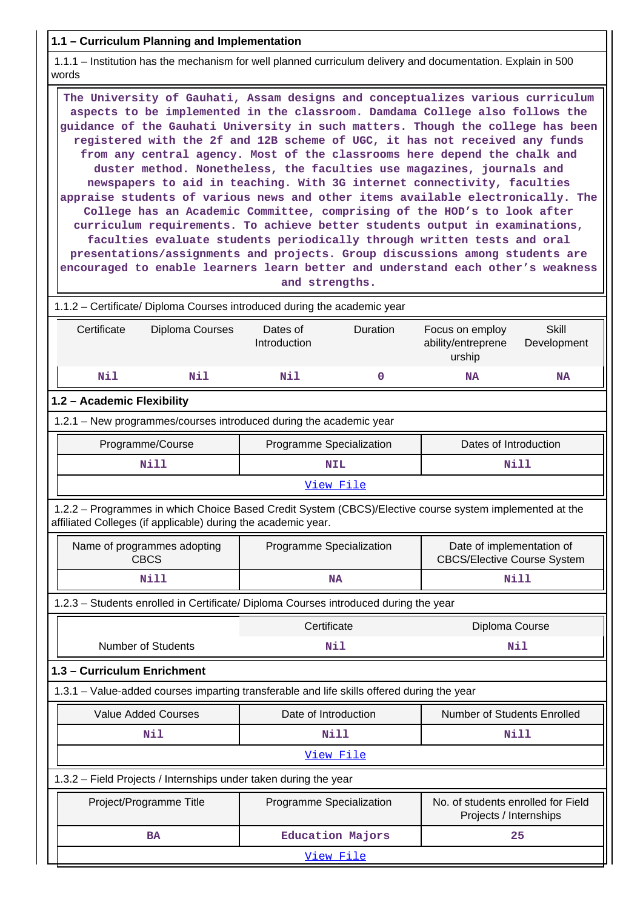### 1.1 – Curriculum Planning and Implementation

1.1.1 – Institution has the mechanism for well planned curriculum delivery and documentation. Explain in 500 words

The University of Gauhati, Assam designs and conceptualizes various curriculum aspects to be implemented in the classroom. Damdama College also follows the guidance of the Gauhati University in such matters. Though the college has been registered with the 2f and 12B scheme of UGC, it has not received any funds from any central agency. Most of the classrooms here depend the chalk and duster method. Nonetheless, the faculties use magazines, journals and newspapers to aid in teaching. With 3G internet connectivity, faculties appraise students of various news and other items available electronically. The College has an Academic Committee, comprising of the HOD's to look after curriculum requirements. To achieve better students output in examinations, faculties evaluate students periodically through written tests and oral presentations/assignments and projects. Group discussions among students are encouraged to enable learners learn better and understand each other's weakness and strengths.

1.1.2 – Certificate/ Diploma Courses introduced during the academic year

| Certificate | Diploma Courses | Dates of Introduction | Duration | Focus on employ ability/entrepreneurship | Skill Development |
|---|---|---|---|---|---|
| Nil | Nil | Nil | 0 | NA | NA |

### 1.2 – Academic Flexibility

1.2.1 – New programmes/courses introduced during the academic year

| Programme/Course | Programme Specialization | Dates of Introduction |
|---|---|---|
| Nill | NIL | Nill |

View File

1.2.2 – Programmes in which Choice Based Credit System (CBCS)/Elective course system implemented at the affiliated Colleges (if applicable) during the academic year.

| Name of programmes adopting CBCS | Programme Specialization | Date of implementation of CBCS/Elective Course System |
|---|---|---|
| Nill | NA | Nill |

1.2.3 – Students enrolled in Certificate/ Diploma Courses introduced during the year

| | Certificate | Diploma Course |
|---|---|---|
| Number of Students | Nil | Nil |

### 1.3 – Curriculum Enrichment

1.3.1 – Value-added courses imparting transferable and life skills offered during the year

| Value Added Courses | Date of Introduction | Number of Students Enrolled |
|---|---|---|
| Nil | Nill | Nill |

View File

1.3.2 – Field Projects / Internships under taken during the year

| Project/Programme Title | Programme Specialization | No. of students enrolled for Field Projects / Internships |
|---|---|---|
| BA | Education Majors | 25 |

View File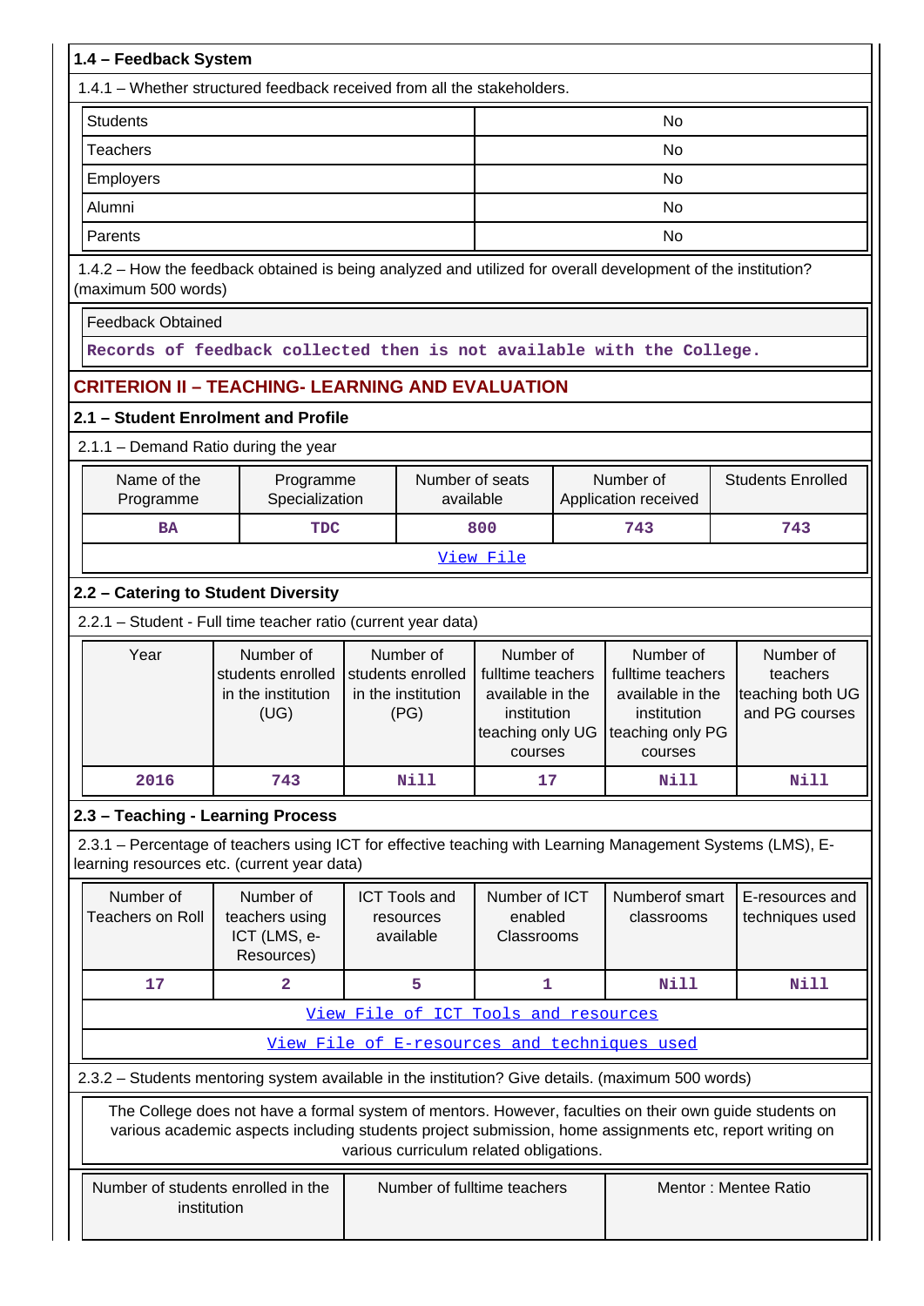## 1.4 – Feedback System

1.4.1 – Whether structured feedback received from all the stakeholders.

| Students | No |
|---|---|
| Teachers | No |
| Employers | No |
| Alumni | No |
| Parents | No |

1.4.2 – How the feedback obtained is being analyzed and utilized for overall development of the institution? (maximum 500 words)

| Feedback Obtained |
|---|
| Records of feedback collected then is not available with the College. |

## CRITERION II – TEACHING- LEARNING AND EVALUATION

### 2.1 – Student Enrolment and Profile

2.1.1 – Demand Ratio during the year

| Name of the Programme | Programme Specialization | Number of seats available | Number of Application received | Students Enrolled |
|---|---|---|---|---|
| BA | TDC | 800 | 743 | 743 |
| View File | | | | |

### 2.2 – Catering to Student Diversity

2.2.1 – Student - Full time teacher ratio (current year data)

| Year | Number of students enrolled in the institution (UG) | Number of students enrolled in the institution (PG) | Number of fulltime teachers available in the institution teaching only UG courses | Number of fulltime teachers available in the institution teaching only PG courses | Number of teachers teaching both UG and PG courses |
|---|---|---|---|---|---|
| 2016 | 743 | Nill | 17 | Nill | Nill |

### 2.3 – Teaching - Learning Process

2.3.1 – Percentage of teachers using ICT for effective teaching with Learning Management Systems (LMS), E-learning resources etc. (current year data)

| Number of Teachers on Roll | Number of teachers using ICT (LMS, e-Resources) | ICT Tools and resources available | Number of ICT enabled Classrooms | Numberof smart classrooms | E-resources and techniques used |
|---|---|---|---|---|---|
| 17 | 2 | 5 | 1 | Nill | Nill |
| View File of ICT Tools and resources | | | | | |
| View File of E-resources and techniques used | | | | | |

2.3.2 – Students mentoring system available in the institution? Give details. (maximum 500 words)

The College does not have a formal system of mentors. However, faculties on their own guide students on various academic aspects including students project submission, home assignments etc, report writing on various curriculum related obligations.

| Number of students enrolled in the institution | Number of fulltime teachers | Mentor : Mentee Ratio |
|---|---|---|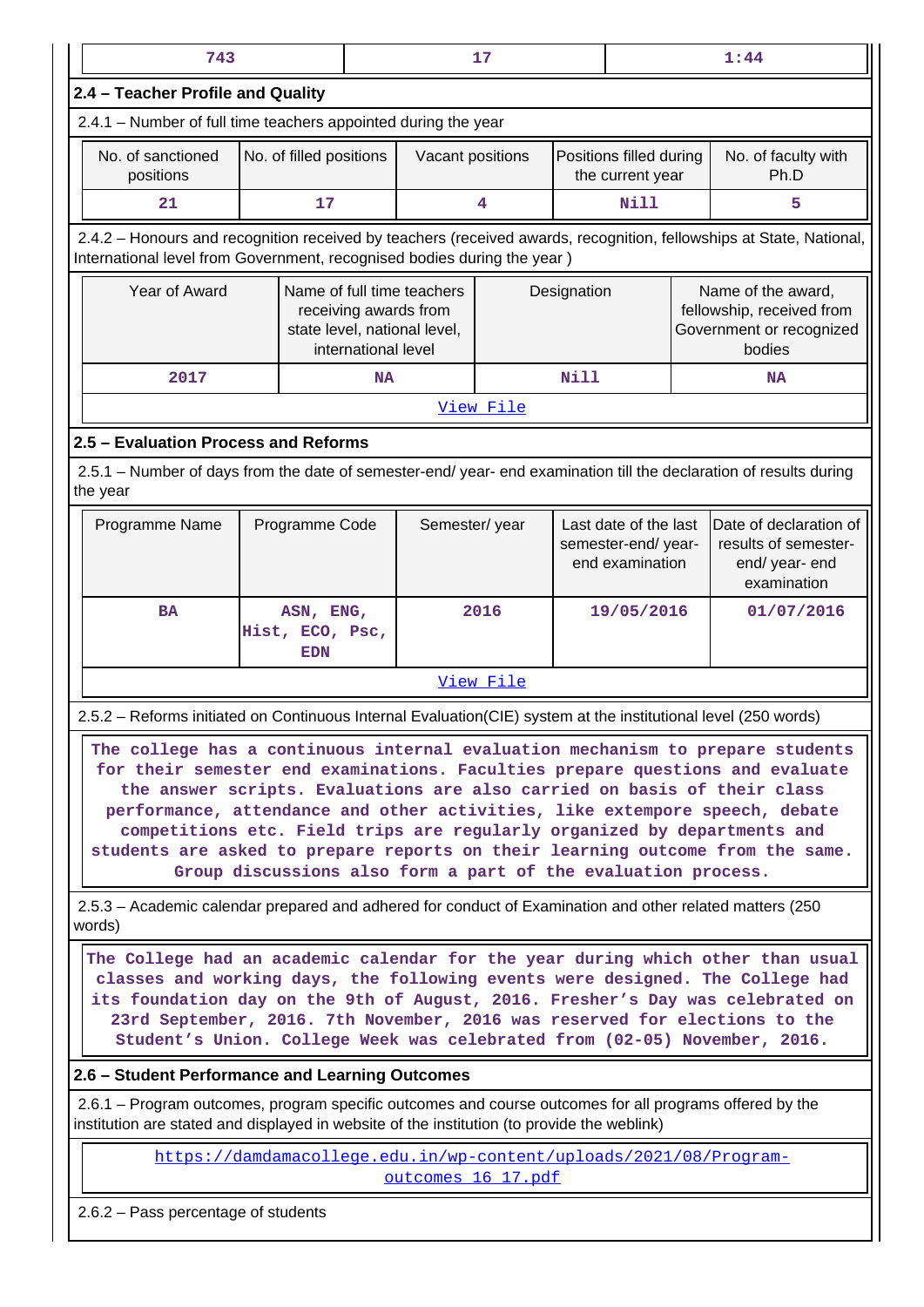| 743 | 17 | 1:44 |
|---|---|---|

### 2.4 – Teacher Profile and Quality

2.4.1 – Number of full time teachers appointed during the year

| No. of sanctioned positions | No. of filled positions | Vacant positions | Positions filled during the current year | No. of faculty with Ph.D |
|---|---|---|---|---|
| 21 | 17 | 4 | Nill | 5 |

2.4.2 – Honours and recognition received by teachers (received awards, recognition, fellowships at State, National, International level from Government, recognised bodies during the year )

| Year of Award | Name of full time teachers receiving awards from state level, national level, international level | Designation | Name of the award, fellowship, received from Government or recognized bodies |
|---|---|---|---|
| 2017 | NA | Nill | NA |

View File

### 2.5 – Evaluation Process and Reforms

2.5.1 – Number of days from the date of semester-end/ year- end examination till the declaration of results during the year

| Programme Name | Programme Code | Semester/ year | Last date of the last semester-end/ year- end examination | Date of declaration of results of semester-end/ year- end examination |
|---|---|---|---|---|
| BA | ASN, ENG, Hist, ECO, Psc, EDN | 2016 | 19/05/2016 | 01/07/2016 |

View File

2.5.2 – Reforms initiated on Continuous Internal Evaluation(CIE) system at the institutional level (250 words)

The college has a continuous internal evaluation mechanism to prepare students for their semester end examinations. Faculties prepare questions and evaluate the answer scripts. Evaluations are also carried on basis of their class performance, attendance and other activities, like extempore speech, debate competitions etc. Field trips are regularly organized by departments and students are asked to prepare reports on their learning outcome from the same. Group discussions also form a part of the evaluation process.

2.5.3 – Academic calendar prepared and adhered for conduct of Examination and other related matters (250 words)

The College had an academic calendar for the year during which other than usual classes and working days, the following events were designed. The College had its foundation day on the 9th of August, 2016. Fresher's Day was celebrated on 23rd September, 2016. 7th November, 2016 was reserved for elections to the Student's Union. College Week was celebrated from (02-05) November, 2016.

### 2.6 – Student Performance and Learning Outcomes

2.6.1 – Program outcomes, program specific outcomes and course outcomes for all programs offered by the institution are stated and displayed in website of the institution (to provide the weblink)

https://damdamacollege.edu.in/wp-content/uploads/2021/08/Program-outcomes_16_17.pdf

2.6.2 – Pass percentage of students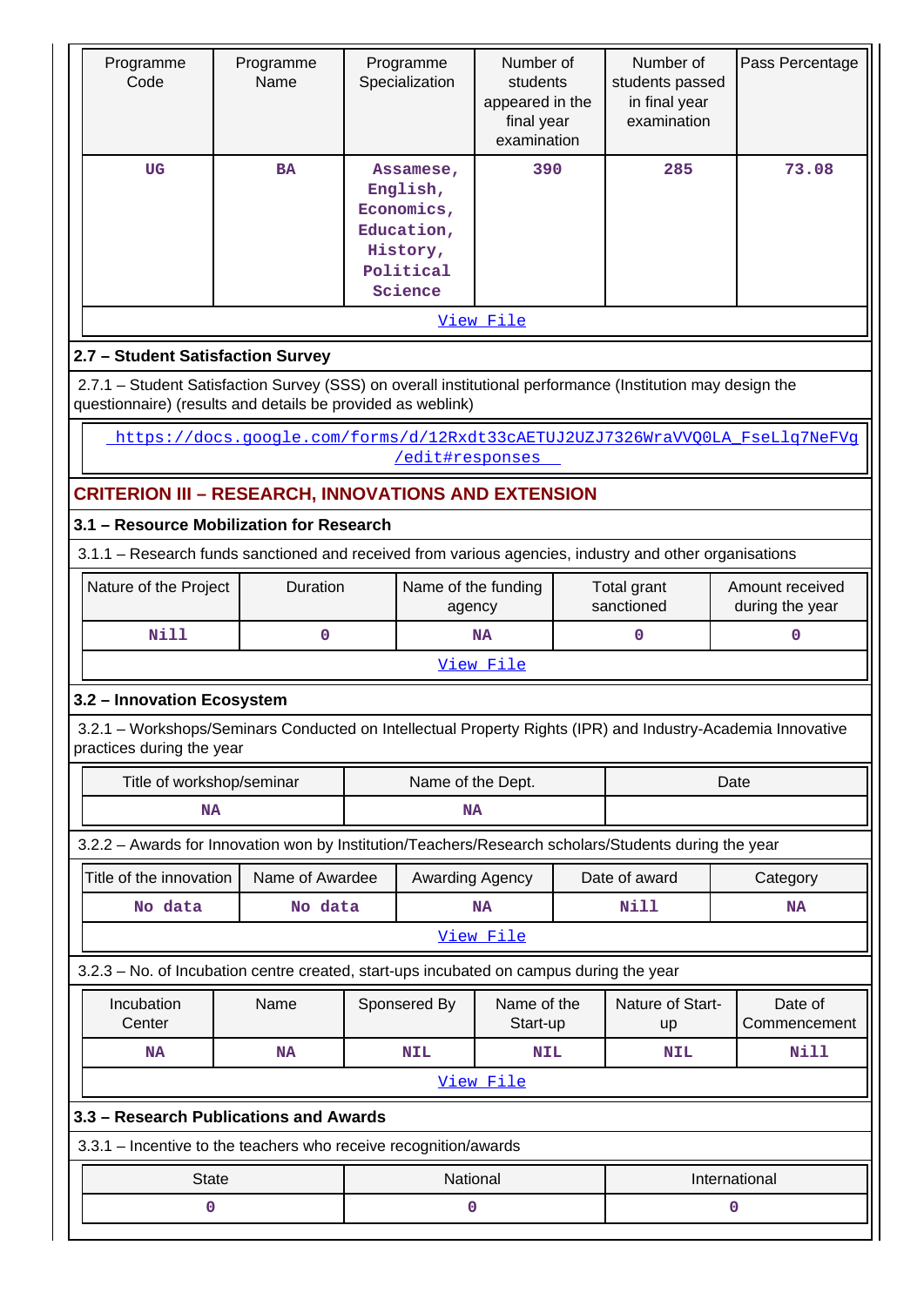| Programme Code | Programme Name | Programme Specialization | Number of students appeared in the final year examination | Number of students passed in final year examination | Pass Percentage |
|---|---|---|---|---|---|
| UG | BA | Assamese, English, Economics, Education, History, Political Science | 390 | 285 | 73.08 |

View File

### 2.7 – Student Satisfaction Survey

2.7.1 – Student Satisfaction Survey (SSS) on overall institutional performance (Institution may design the questionnaire) (results and details be provided as weblink)

https://docs.google.com/forms/d/12Rxdt33cAETUJ2UZJ7326WraVVQ0LA_FseLlq7NeFVg/edit#responses

## CRITERION III – RESEARCH, INNOVATIONS AND EXTENSION

### 3.1 – Resource Mobilization for Research

3.1.1 – Research funds sanctioned and received from various agencies, industry and other organisations

| Nature of the Project | Duration | Name of the funding agency | Total grant sanctioned | Amount received during the year |
|---|---|---|---|---|
| Nill | 0 | NA | 0 | 0 |

View File

### 3.2 – Innovation Ecosystem

3.2.1 – Workshops/Seminars Conducted on Intellectual Property Rights (IPR) and Industry-Academia Innovative practices during the year

| Title of workshop/seminar | Name of the Dept. | Date |
|---|---|---|
| NA | NA | |

3.2.2 – Awards for Innovation won by Institution/Teachers/Research scholars/Students during the year

| Title of the innovation | Name of Awardee | Awarding Agency | Date of award | Category |
|---|---|---|---|---|
| No data | No data | NA | Nill | NA |

View File

3.2.3 – No. of Incubation centre created, start-ups incubated on campus during the year

| Incubation Center | Name | Sponsered By | Name of the Start-up | Nature of Start-up | Date of Commencement |
|---|---|---|---|---|---|
| NA | NA | NIL | NIL | NIL | Nill |

View File

### 3.3 – Research Publications and Awards

3.3.1 – Incentive to the teachers who receive recognition/awards

| State | National | International |
|---|---|---|
| 0 | 0 | 0 |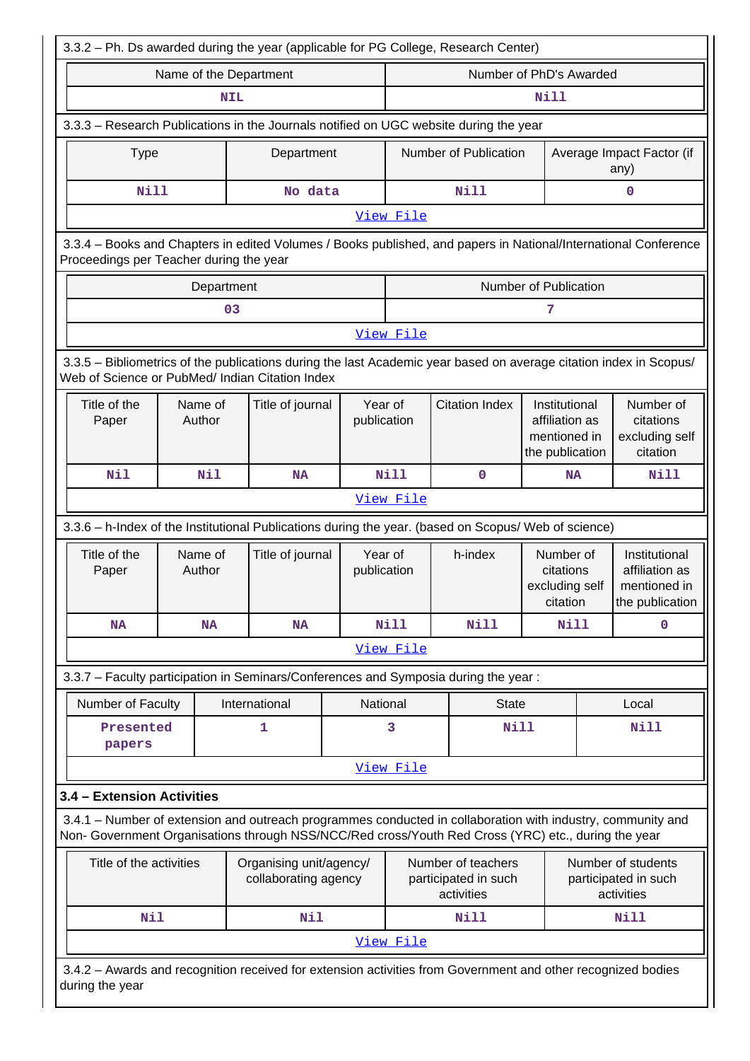3.3.2 – Ph. Ds awarded during the year (applicable for PG College, Research Center)

| Name of the Department | Number of PhD's Awarded |
|---|---|
| NIL | Nill |

3.3.3 – Research Publications in the Journals notified on UGC website during the year

| Type | Department | Number of Publication | Average Impact Factor (if any) |
|---|---|---|---|
| Nill | No data | Nill | 0 |

View File

3.3.4 – Books and Chapters in edited Volumes / Books published, and papers in National/International Conference Proceedings per Teacher during the year

| Department | Number of Publication |
|---|---|
| 03 | 7 |

View File

3.3.5 – Bibliometrics of the publications during the last Academic year based on average citation index in Scopus/ Web of Science or PubMed/ Indian Citation Index

| Title of the Paper | Name of Author | Title of journal | Year of publication | Citation Index | Institutional affiliation as mentioned in the publication | Number of citations excluding self citation |
|---|---|---|---|---|---|---|
| Nil | Nil | NA | Nill | 0 | NA | Nill |

View File

3.3.6 – h-Index of the Institutional Publications during the year. (based on Scopus/ Web of science)

| Title of the Paper | Name of Author | Title of journal | Year of publication | h-index | Number of citations excluding self citation | Institutional affiliation as mentioned in the publication |
|---|---|---|---|---|---|---|
| NA | NA | NA | Nill | Nill | Nill | 0 |

View File

3.3.7 – Faculty participation in Seminars/Conferences and Symposia during the year :

| Number of Faculty | International | National | State | Local |
|---|---|---|---|---|
| Presented papers | 1 | 3 | Nill | Nill |

View File

**3.4 – Extension Activities**

3.4.1 – Number of extension and outreach programmes conducted in collaboration with industry, community and Non- Government Organisations through NSS/NCC/Red cross/Youth Red Cross (YRC) etc., during the year

| Title of the activities | Organising unit/agency/ collaborating agency | Number of teachers participated in such activities | Number of students participated in such activities |
|---|---|---|---|
| Nil | Nil | Nill | Nill |

View File

3.4.2 – Awards and recognition received for extension activities from Government and other recognized bodies during the year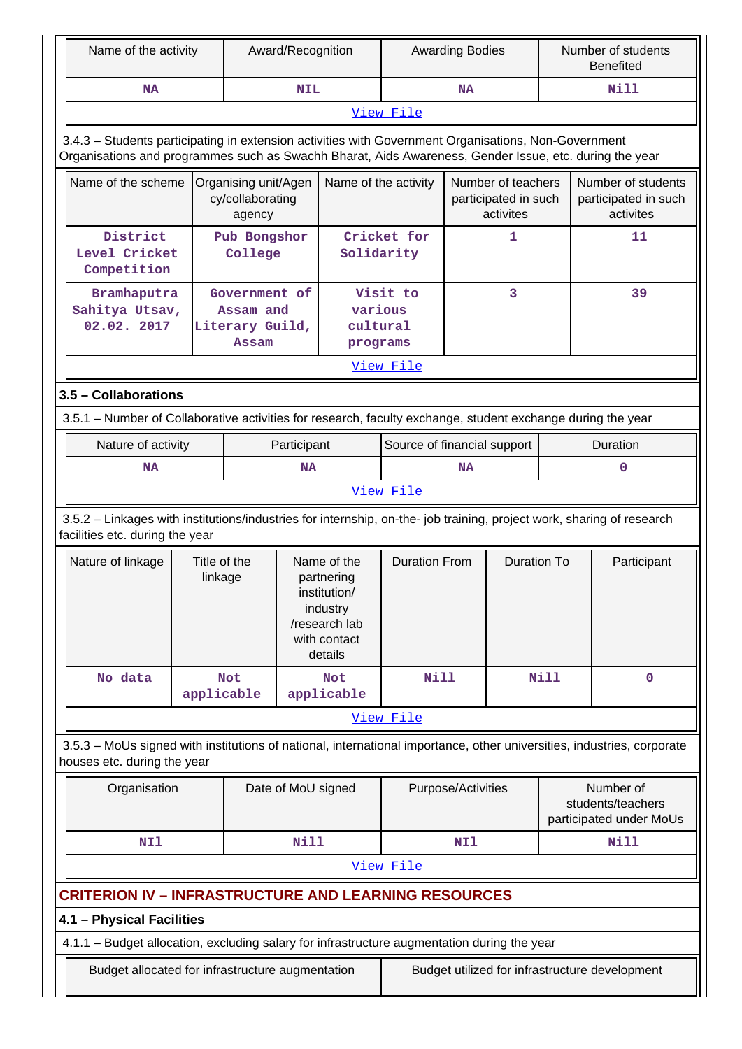| Name of the activity | Award/Recognition | Awarding Bodies | Number of students Benefited |
|---|---|---|---|
| NA | NIL | NA | Nill |

View File

3.4.3 – Students participating in extension activities with Government Organisations, Non-Government Organisations and programmes such as Swachh Bharat, Aids Awareness, Gender Issue, etc. during the year

| Name of the scheme | Organising unit/Agency/collaborating agency | Name of the activity | Number of teachers participated in such activites | Number of students participated in such activites |
|---|---|---|---|---|
| District Level Cricket Competition | Pub Bongshor College | Cricket for Solidarity | 1 | 11 |
| Bramhaputra Sahitya Utsav, 02.02. 2017 | Government of Assam and Literary Guild, Assam | Visit to various cultural programs | 3 | 39 |

View File

### 3.5 – Collaborations

3.5.1 – Number of Collaborative activities for research, faculty exchange, student exchange during the year

| Nature of activity | Participant | Source of financial support | Duration |
|---|---|---|---|
| NA | NA | NA | 0 |

View File

3.5.2 – Linkages with institutions/industries for internship, on-the- job training, project work, sharing of research facilities etc. during the year

| Nature of linkage | Title of the linkage | Name of the partnering institution/ industry /research lab with contact details | Duration From | Duration To | Participant |
|---|---|---|---|---|---|
| No data | Not applicable | Not applicable | Nill | Nill | 0 |

View File

3.5.3 – MoUs signed with institutions of national, international importance, other universities, industries, corporate houses etc. during the year

| Organisation | Date of MoU signed | Purpose/Activities | Number of students/teachers participated under MoUs |
|---|---|---|---|
| NIl | Nill | NIl | Nill |

View File

## CRITERION IV – INFRASTRUCTURE AND LEARNING RESOURCES

### 4.1 – Physical Facilities

4.1.1 – Budget allocation, excluding salary for infrastructure augmentation during the year

| Budget allocated for infrastructure augmentation | Budget utilized for infrastructure development |
|---|---|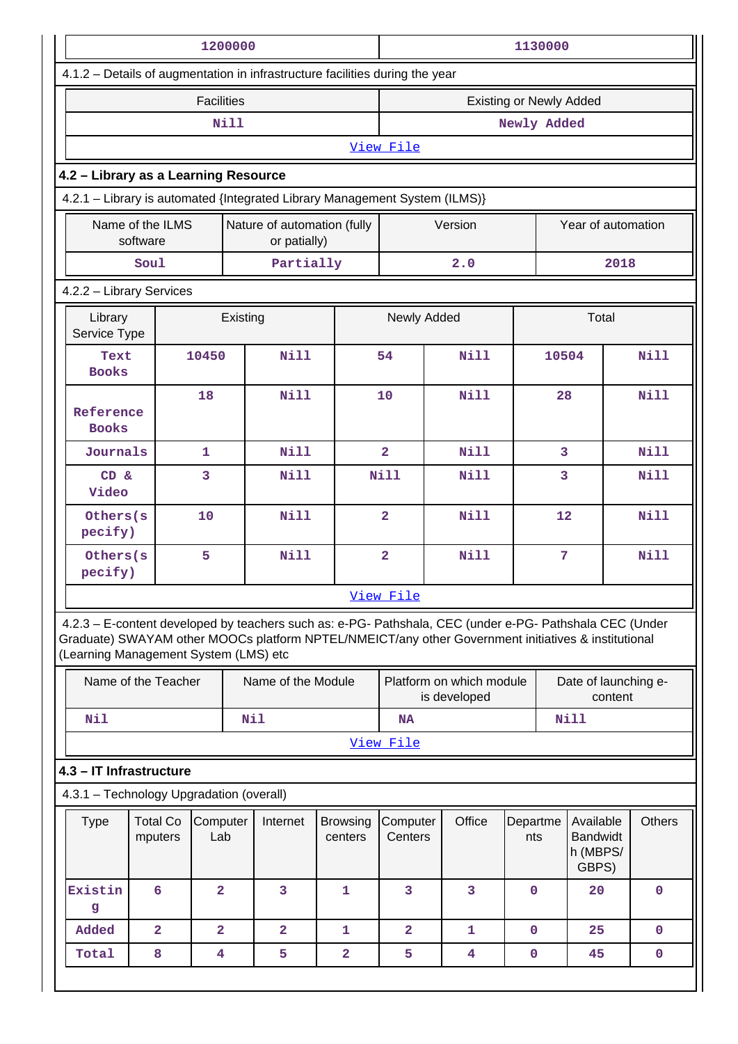| 1200000 | 1130000 |
|---|---|

4.1.2 – Details of augmentation in infrastructure facilities during the year

| Facilities | Existing or Newly Added |
|---|---|
| Nill | Newly Added |

View File

## 4.2 – Library as a Learning Resource

4.2.1 – Library is automated {Integrated Library Management System (ILMS)}

| Name of the ILMS software | Nature of automation (fully or patially) | Version | Year of automation |
|---|---|---|---|
| Soul | Partially | 2.0 | 2018 |

4.2.2 – Library Services

| Library Service Type | Existing | | Newly Added | | Total | |
|---|---|---|---|---|---|---|
| Text Books | 10450 | Nill | 54 | Nill | 10504 | Nill |
| Reference Books | 18 | Nill | 10 | Nill | 28 | Nill |
| Journals | 1 | Nill | 2 | Nill | 3 | Nill |
| CD & Video | 3 | Nill | Nill | Nill | 3 | Nill |
| Others(specify) | 10 | Nill | 2 | Nill | 12 | Nill |
| Others(specify) | 5 | Nill | 2 | Nill | 7 | Nill |

View File

4.2.3 – E-content developed by teachers such as: e-PG- Pathshala, CEC (under e-PG- Pathshala CEC (Under Graduate) SWAYAM other MOOCs platform NPTEL/NMEICT/any other Government initiatives & institutional (Learning Management System (LMS) etc

| Name of the Teacher | Name of the Module | Platform on which module is developed | Date of launching e-content |
|---|---|---|---|
| Nil | Nil | NA | Nill |

View File

## 4.3 – IT Infrastructure

4.3.1 – Technology Upgradation (overall)

| Type | Total Computers | Computer Lab | Internet | Browsing centers | Computer Centers | Office | Departments | Available Bandwidth (MBPS/ GBPS) | Others |
|---|---|---|---|---|---|---|---|---|---|
| Existing | 6 | 2 | 3 | 1 | 3 | 3 | 0 | 20 | 0 |
| Added | 2 | 2 | 2 | 1 | 2 | 1 | 0 | 25 | 0 |
| Total | 8 | 4 | 5 | 2 | 5 | 4 | 0 | 45 | 0 |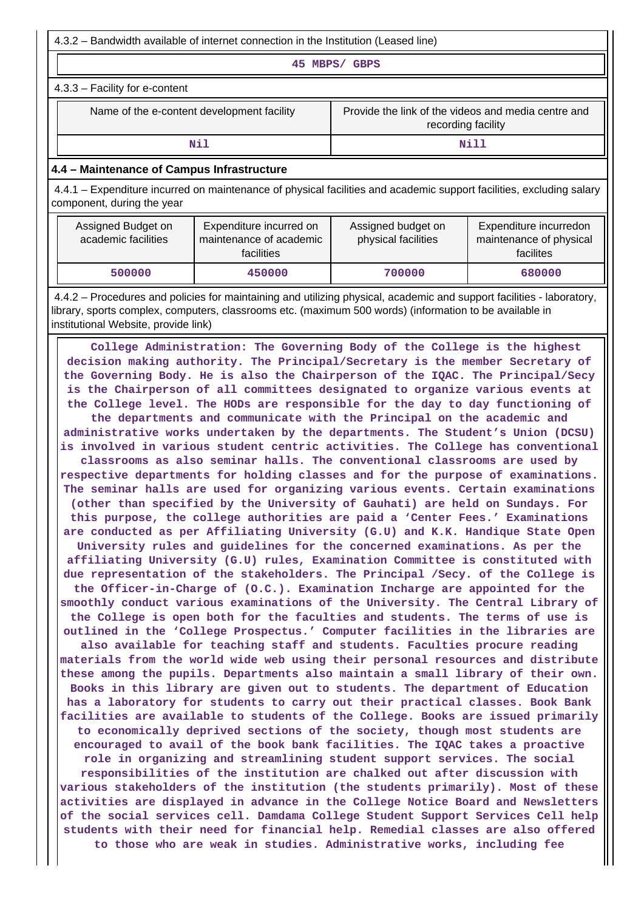4.3.2 – Bandwidth available of internet connection in the Institution (Leased line)

45 MBPS/ GBPS

4.3.3 – Facility for e-content

| Name of the e-content development facility | Provide the link of the videos and media centre and recording facility |
|---|---|
| Nil | Nill |

### 4.4 – Maintenance of Campus Infrastructure

4.4.1 – Expenditure incurred on maintenance of physical facilities and academic support facilities, excluding salary component, during the year

| Assigned Budget on academic facilities | Expenditure incurred on maintenance of academic facilities | Assigned budget on physical facilities | Expenditure incurredon maintenance of physical facilites |
|---|---|---|---|
| 500000 | 450000 | 700000 | 680000 |

4.4.2 – Procedures and policies for maintaining and utilizing physical, academic and support facilities - laboratory, library, sports complex, computers, classrooms etc. (maximum 500 words) (information to be available in institutional Website, provide link)

College Administration: The Governing Body of the College is the highest decision making authority. The Principal/Secretary is the member Secretary of the Governing Body. He is also the Chairperson of the IQAC. The Principal/Secy is the Chairperson of all committees designated to organize various events at the College level. The HODs are responsible for the day to day functioning of the departments and communicate with the Principal on the academic and administrative works undertaken by the departments. The Student's Union (DCSU) is involved in various student centric activities. The College has conventional classrooms as also seminar halls. The conventional classrooms are used by respective departments for holding classes and for the purpose of examinations. The seminar halls are used for organizing various events. Certain examinations (other than specified by the University of Gauhati) are held on Sundays. For this purpose, the college authorities are paid a 'Center Fees.' Examinations are conducted as per Affiliating University (G.U) and K.K. Handique State Open University rules and guidelines for the concerned examinations. As per the affiliating University (G.U) rules, Examination Committee is constituted with due representation of the stakeholders. The Principal /Secy. of the College is the Officer-in-Charge of (O.C.). Examination Incharge are appointed for the smoothly conduct various examinations of the University. The Central Library of the College is open both for the faculties and students. The terms of use is outlined in the 'College Prospectus.' Computer facilities in the libraries are also available for teaching staff and students. Faculties procure reading materials from the world wide web using their personal resources and distribute these among the pupils. Departments also maintain a small library of their own. Books in this library are given out to students. The department of Education has a laboratory for students to carry out their practical classes. Book Bank facilities are available to students of the College. Books are issued primarily to economically deprived sections of the society, though most students are encouraged to avail of the book bank facilities. The IQAC takes a proactive role in organizing and streamlining student support services. The social responsibilities of the institution are chalked out after discussion with various stakeholders of the institution (the students primarily). Most of these activities are displayed in advance in the College Notice Board and Newsletters of the social services cell. Damdama College Student Support Services Cell help students with their need for financial help. Remedial classes are also offered to those who are weak in studies. Administrative works, including fee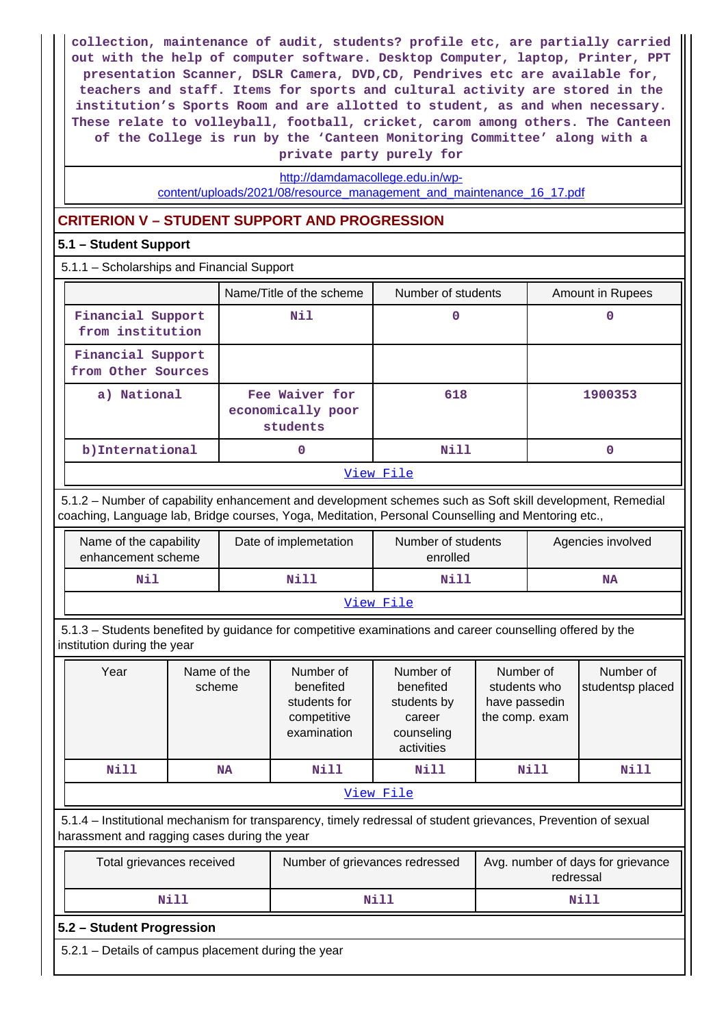collection, maintenance of audit, students? profile etc, are partially carried out with the help of computer software. Desktop Computer, laptop, Printer, PPT presentation Scanner, DSLR Camera, DVD,CD, Pendrives etc are available for, teachers and staff. Items for sports and cultural activity are stored in the institution's Sports Room and are allotted to student, as and when necessary. These relate to volleyball, football, cricket, carom among others. The Canteen of the College is run by the 'Canteen Monitoring Committee' along with a private party purely for

http://damdamacollege.edu.in/wp-content/uploads/2021/08/resource_management_and_maintenance_16_17.pdf

## CRITERION V – STUDENT SUPPORT AND PROGRESSION

### 5.1 – Student Support

5.1.1 – Scholarships and Financial Support

| | Name/Title of the scheme | Number of students | Amount in Rupees |
|---|---|---|---|
| Financial Support from institution | Nil | 0 | 0 |
| Financial Support from Other Sources | | | |
| a) National | Fee Waiver for economically poor students | 618 | 1900353 |
| b)International | 0 | Nill | 0 |

View File

5.1.2 – Number of capability enhancement and development schemes such as Soft skill development, Remedial coaching, Language lab, Bridge courses, Yoga, Meditation, Personal Counselling and Mentoring etc.,

| Name of the capability enhancement scheme | Date of implemetation | Number of students enrolled | Agencies involved |
|---|---|---|---|
| Nil | Nill | Nill | NA |

View File

5.1.3 – Students benefited by guidance for competitive examinations and career counselling offered by the institution during the year

| Year | Name of the scheme | Number of benefited students for competitive examination | Number of benefited students by career counseling activities | Number of students who have passedin the comp. exam | Number of studentsp placed |
|---|---|---|---|---|---|
| Nill | NA | Nill | Nill | Nill | Nill |

View File

5.1.4 – Institutional mechanism for transparency, timely redressal of student grievances, Prevention of sexual harassment and ragging cases during the year

| Total grievances received | Number of grievances redressed | Avg. number of days for grievance redressal |
|---|---|---|
| Nill | Nill | Nill |

### 5.2 – Student Progression

5.2.1 – Details of campus placement during the year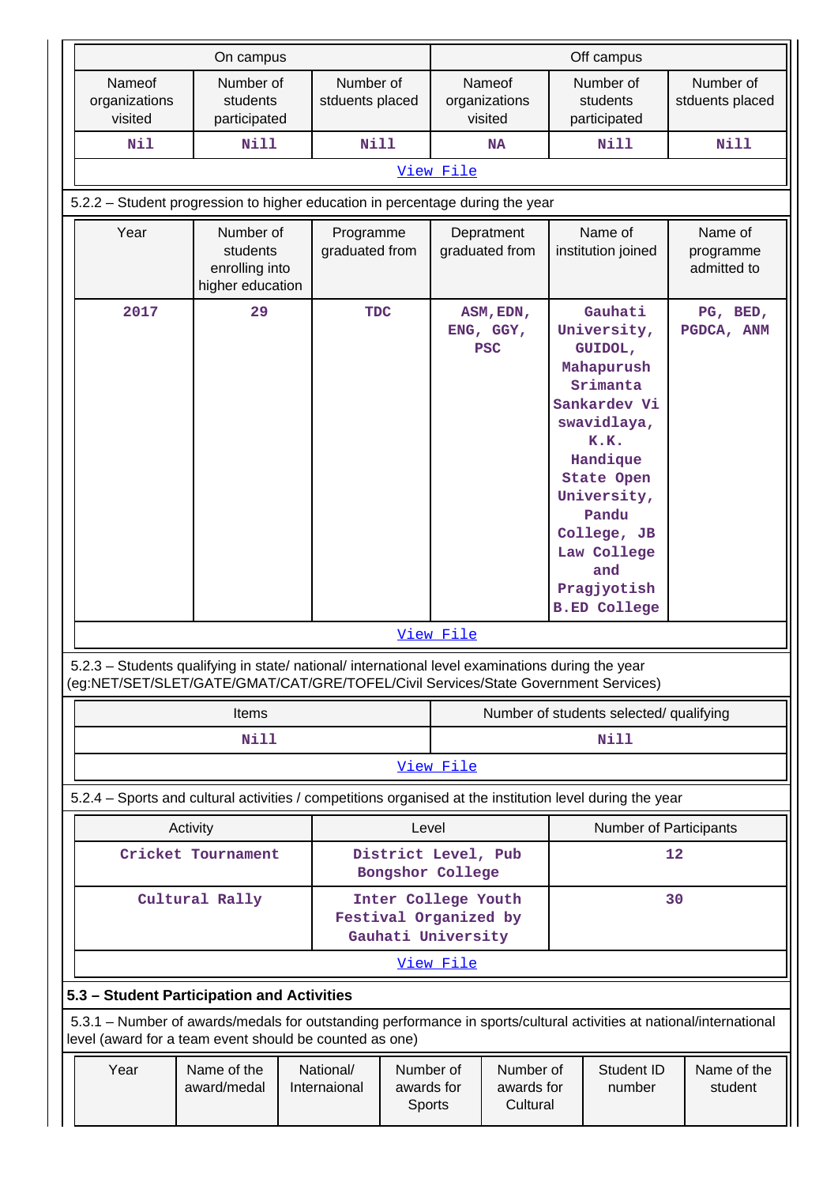| On campus | | | Off campus | | |
|---|---|---|---|---|---|
| Nameof organizations visited | Number of students participated | Number of stduents placed | Nameof organizations visited | Number of students participated | Number of stduents placed |
| Nil | Nill | Nill | NA | Nill | Nill |

View File

5.2.2 – Student progression to higher education in percentage during the year

| Year | Number of students enrolling into higher education | Programme graduated from | Depratment graduated from | Name of institution joined | Name of programme admitted to |
|---|---|---|---|---|---|
| 2017 | 29 | TDC | ASM, EDN, ENG, GGY, PSC | Gauhati University, GUIDOL, Mahapurush Srimanta Sankardev Viswavidlaya, K.K. Handique State Open University, Pandu College, JB Law College and Pragjyotish B.ED College | PG, BED, PGDCA, ANM |

View File

5.2.3 – Students qualifying in state/ national/ international level examinations during the year (eg:NET/SET/SLET/GATE/GMAT/CAT/GRE/TOFEL/Civil Services/State Government Services)

| Items | Number of students selected/ qualifying |
|---|---|
| Nill | Nill |

View File

5.2.4 – Sports and cultural activities / competitions organised at the institution level during the year

| Activity | Level | Number of Participants |
|---|---|---|
| Cricket Tournament | District Level, Pub Bongshor College | 12 |
| Cultural Rally | Inter College Youth Festival Organized by Gauhati University | 30 |

View File

**5.3 – Student Participation and Activities**

5.3.1 – Number of awards/medals for outstanding performance in sports/cultural activities at national/international level (award for a team event should be counted as one)

| Year | Name of the award/medal | National/ Internaional | Number of awards for Sports | Number of awards for Cultural | Student ID number | Name of the student |
|---|---|---|---|---|---|---|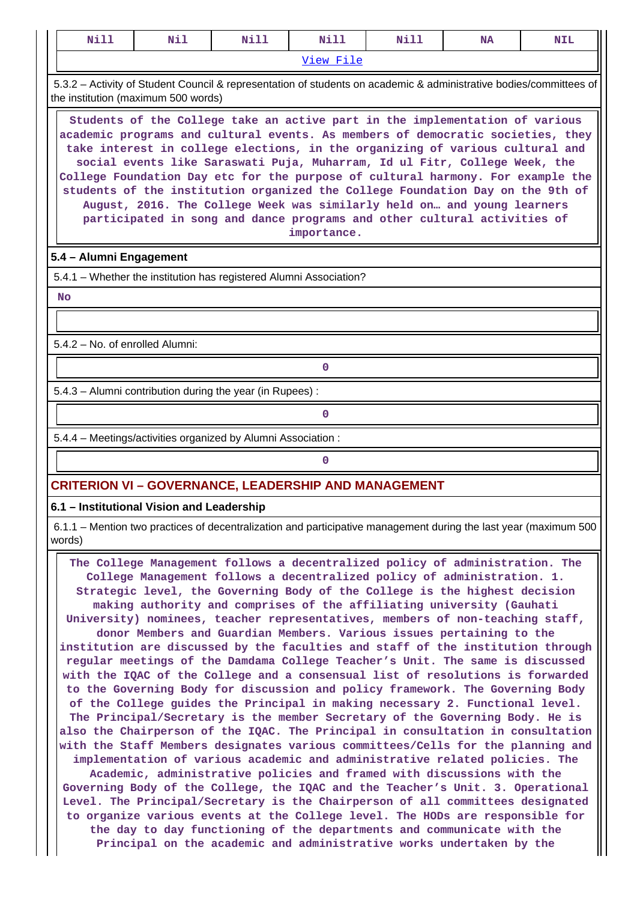| Nill | Nil | Nill | Nill | Nill | NA | NIL |
|---|---|---|---|---|---|---|

View File

5.3.2 – Activity of Student Council & representation of students on academic & administrative bodies/committees of the institution (maximum 500 words)

Students of the College take an active part in the implementation of various academic programs and cultural events. As members of democratic societies, they take interest in college elections, in the organizing of various cultural and social events like Saraswati Puja, Muharram, Id ul Fitr, College Week, the College Foundation Day etc for the purpose of cultural harmony. For example the students of the institution organized the College Foundation Day on the 9th of August, 2016. The College Week was similarly held on… and young learners participated in song and dance programs and other cultural activities of importance.

## 5.4 – Alumni Engagement

5.4.1 – Whether the institution has registered Alumni Association?

No

5.4.2 – No. of enrolled Alumni:

0

5.4.3 – Alumni contribution during the year (in Rupees) :

0

5.4.4 – Meetings/activities organized by Alumni Association :

0

# CRITERION VI – GOVERNANCE, LEADERSHIP AND MANAGEMENT

## 6.1 – Institutional Vision and Leadership

6.1.1 – Mention two practices of decentralization and participative management during the last year (maximum 500 words)

The College Management follows a decentralized policy of administration. The College Management follows a decentralized policy of administration. 1. Strategic level, the Governing Body of the College is the highest decision making authority and comprises of the affiliating university (Gauhati University) nominees, teacher representatives, members of non-teaching staff, donor Members and Guardian Members. Various issues pertaining to the institution are discussed by the faculties and staff of the institution through regular meetings of the Damdama College Teacher's Unit. The same is discussed with the IQAC of the College and a consensual list of resolutions is forwarded to the Governing Body for discussion and policy framework. The Governing Body of the College guides the Principal in making necessary 2. Functional level. The Principal/Secretary is the member Secretary of the Governing Body. He is also the Chairperson of the IQAC. The Principal in consultation in consultation with the Staff Members designates various committees/Cells for the planning and implementation of various academic and administrative related policies. The Academic, administrative policies and framed with discussions with the Governing Body of the College, the IQAC and the Teacher's Unit. 3. Operational Level. The Principal/Secretary is the Chairperson of all committees designated to organize various events at the College level. The HODs are responsible for the day to day functioning of the departments and communicate with the Principal on the academic and administrative works undertaken by the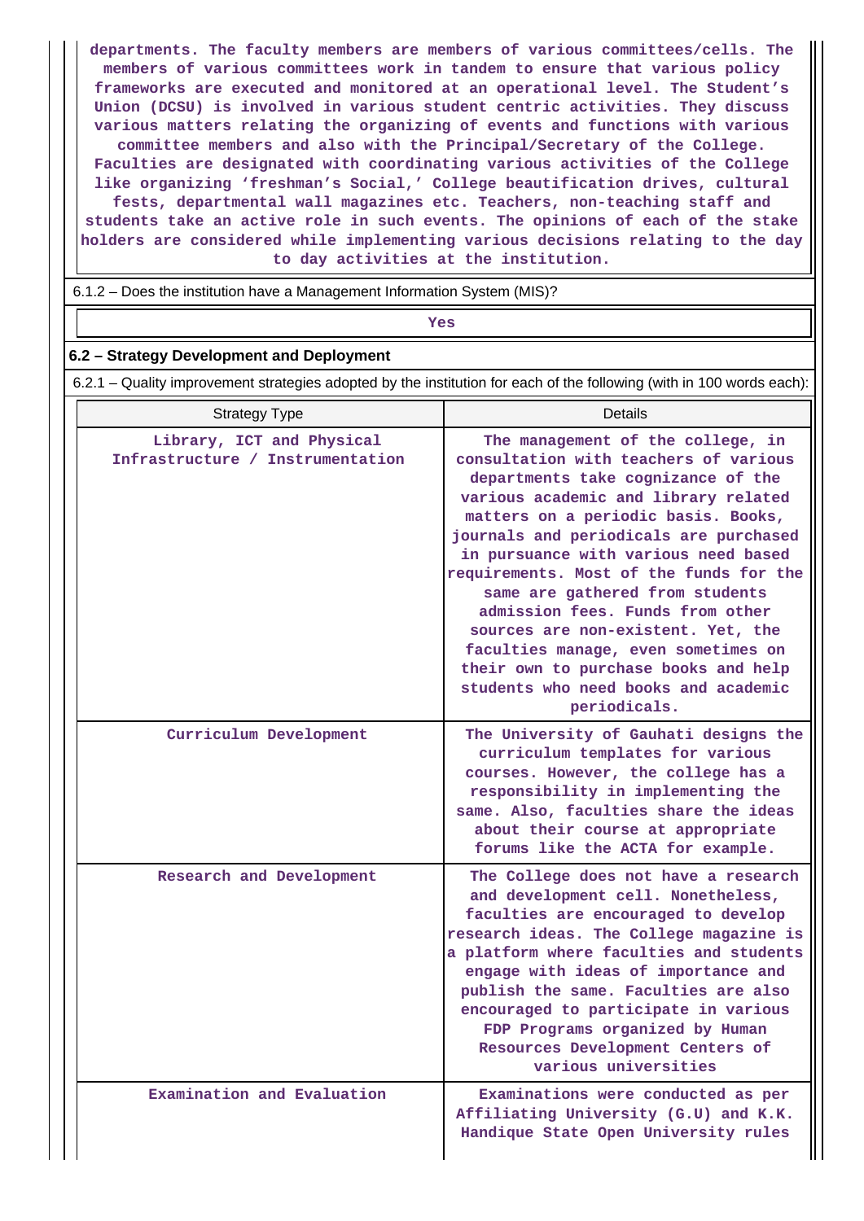departments. The faculty members are members of various committees/cells. The members of various committees work in tandem to ensure that various policy frameworks are executed and monitored at an operational level. The Student's Union (DCSU) is involved in various student centric activities. They discuss various matters relating the organizing of events and functions with various committee members and also with the Principal/Secretary of the College. Faculties are designated with coordinating various activities of the College like organizing 'freshman's Social,' College beautification drives, cultural fests, departmental wall magazines etc. Teachers, non-teaching staff and students take an active role in such events. The opinions of each of the stake holders are considered while implementing various decisions relating to the day to day activities at the institution.

6.1.2 – Does the institution have a Management Information System (MIS)?

Yes

### 6.2 – Strategy Development and Deployment

6.2.1 – Quality improvement strategies adopted by the institution for each of the following (with in 100 words each):

| Strategy Type | Details |
| --- | --- |
| Library, ICT and Physical Infrastructure / Instrumentation | The management of the college, in consultation with teachers of various departments take cognizance of the various academic and library related matters on a periodic basis. Books, journals and periodicals are purchased in pursuance with various need based requirements. Most of the funds for the same are gathered from students admission fees. Funds from other sources are non-existent. Yet, the faculties manage, even sometimes on their own to purchase books and help students who need books and academic periodicals. |
| Curriculum Development | The University of Gauhati designs the curriculum templates for various courses. However, the college has a responsibility in implementing the same. Also, faculties share the ideas about their course at appropriate forums like the ACTA for example. |
| Research and Development | The College does not have a research and development cell. Nonetheless, faculties are encouraged to develop research ideas. The College magazine is a platform where faculties and students engage with ideas of importance and publish the same. Faculties are also encouraged to participate in various FDP Programs organized by Human Resources Development Centers of various universities |
| Examination and Evaluation | Examinations were conducted as per Affiliating University (G.U) and K.K. Handique State Open University rules |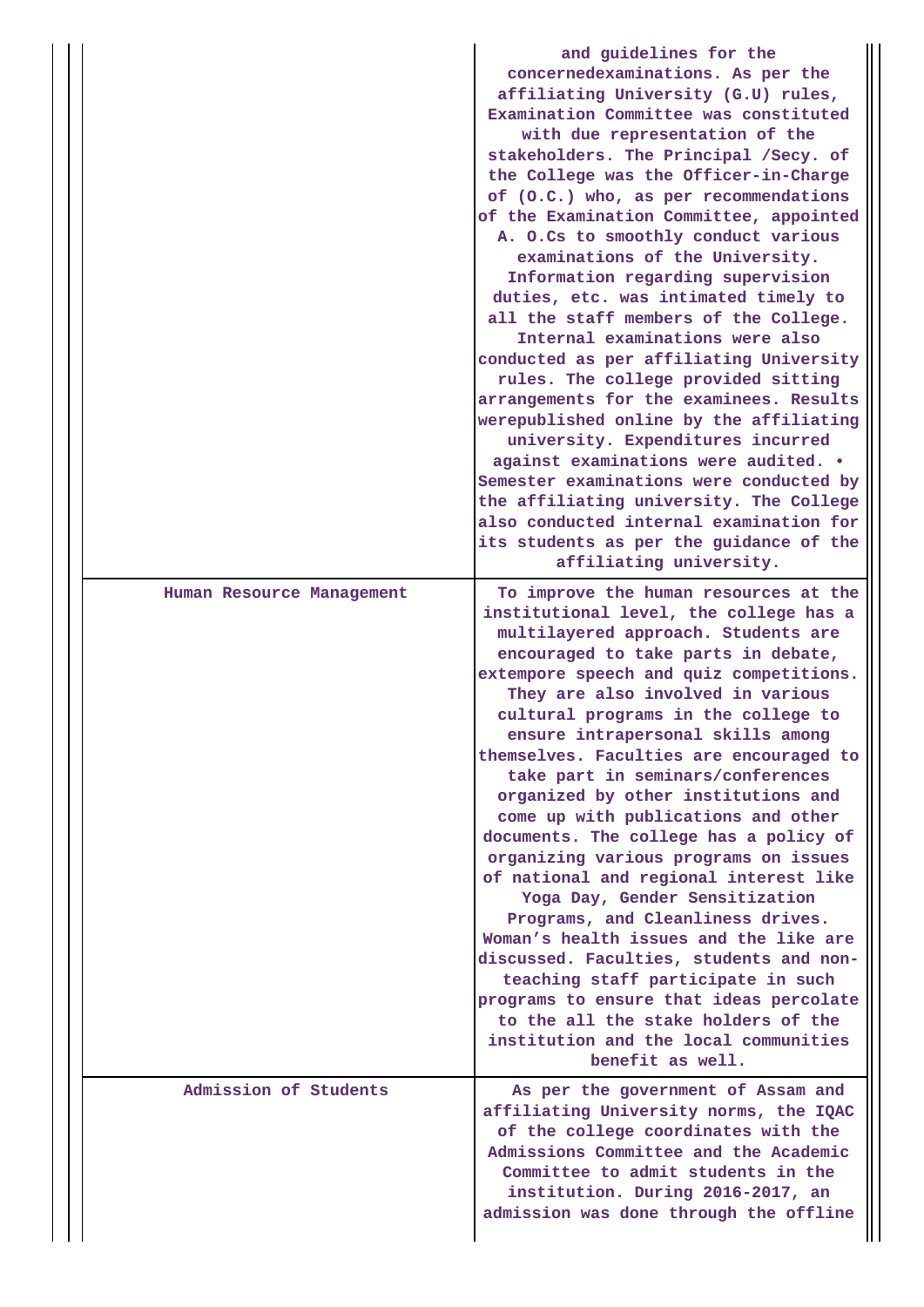| | |
|---|---|
| | and guidelines for the concernedexaminations. As per the affiliating University (G.U) rules, Examination Committee was constituted with due representation of the stakeholders. The Principal /Secy. of the College was the Officer-in-Charge of (O.C.) who, as per recommendations of the Examination Committee, appointed A. O.Cs to smoothly conduct various examinations of the University. Information regarding supervision duties, etc. was intimated timely to all the staff members of the College. Internal examinations were also conducted as per affiliating University rules. The college provided sitting arrangements for the examinees. Results werepublished online by the affiliating university. Expenditures incurred against examinations were audited. • Semester examinations were conducted by the affiliating university. The College also conducted internal examination for its students as per the guidance of the affiliating university. |
| Human Resource Management | To improve the human resources at the institutional level, the college has a multilayered approach. Students are encouraged to take parts in debate, extempore speech and quiz competitions. They are also involved in various cultural programs in the college to ensure intrapersonal skills among themselves. Faculties are encouraged to take part in seminars/conferences organized by other institutions and come up with publications and other documents. The college has a policy of organizing various programs on issues of national and regional interest like Yoga Day, Gender Sensitization Programs, and Cleanliness drives. Woman's health issues and the like are discussed. Faculties, students and non-teaching staff participate in such programs to ensure that ideas percolate to the all the stake holders of the institution and the local communities benefit as well. |
| Admission of Students | As per the government of Assam and affiliating University norms, the IQAC of the college coordinates with the Admissions Committee and the Academic Committee to admit students in the institution. During 2016-2017, an admission was done through the offline |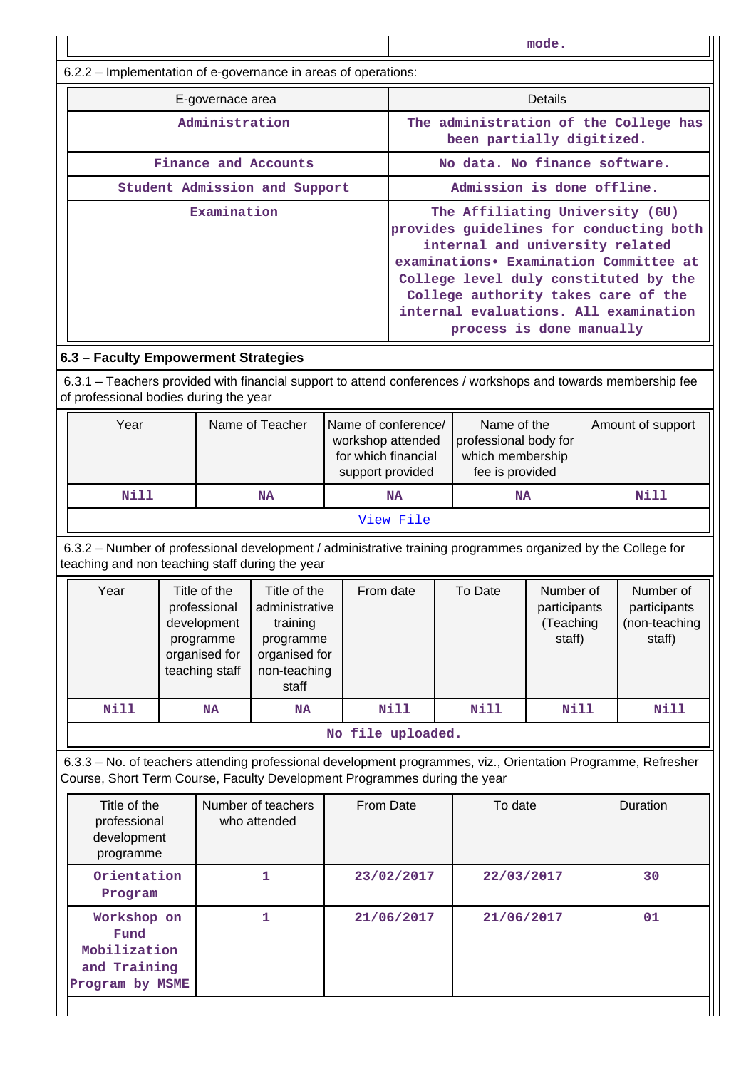| | mode. |
|---|---|

6.2.2 – Implementation of e-governance in areas of operations:

| E-governace area | Details |
|---|---|
| Administration | The administration of the College has been partially digitized. |
| Finance and Accounts | No data. No finance software. |
| Student Admission and Support | Admission is done offline. |
| Examination | The Affiliating University (GU) provides guidelines for conducting both internal and university related examinations• Examination Committee at College level duly constituted by the College authority takes care of the internal evaluations. All examination process is done manually |

### 6.3 – Faculty Empowerment Strategies

6.3.1 – Teachers provided with financial support to attend conferences / workshops and towards membership fee of professional bodies during the year

| Year | Name of Teacher | Name of conference/ workshop attended for which financial support provided | Name of the professional body for which membership fee is provided | Amount of support |
|---|---|---|---|---|
| Nill | NA | NA | NA | Nill |
| View File | | | | |

6.3.2 – Number of professional development / administrative training programmes organized by the College for teaching and non teaching staff during the year

| Year | Title of the professional development programme organised for teaching staff | Title of the administrative training programme organised for non-teaching staff | From date | To Date | Number of participants (Teaching staff) | Number of participants (non-teaching staff) |
|---|---|---|---|---|---|---|
| Nill | NA | NA | Nill | Nill | Nill | Nill |
| No file uploaded. | | | | | | |

6.3.3 – No. of teachers attending professional development programmes, viz., Orientation Programme, Refresher Course, Short Term Course, Faculty Development Programmes during the year

| Title of the professional development programme | Number of teachers who attended | From Date | To date | Duration |
|---|---|---|---|---|
| Orientation Program | 1 | 23/02/2017 | 22/03/2017 | 30 |
| Workshop on Fund Mobilization and Training Program by MSME | 1 | 21/06/2017 | 21/06/2017 | 01 |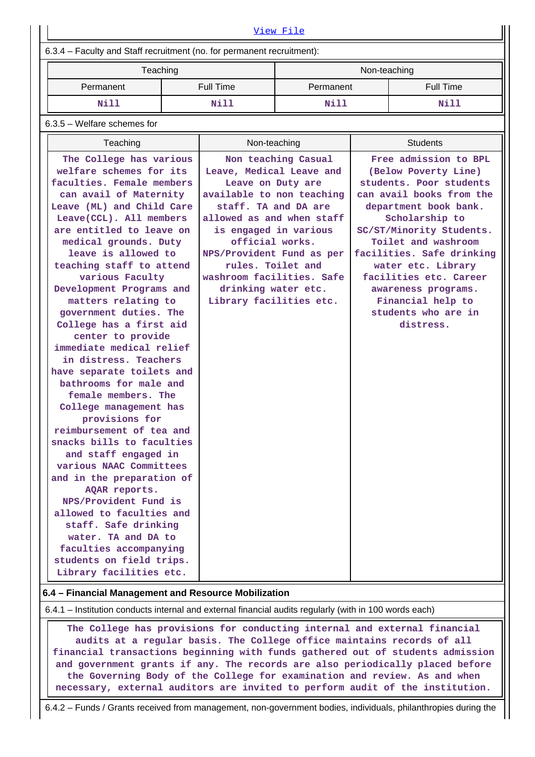[View File]

6.3.4 – Faculty and Staff recruitment (no. for permanent recruitment):

| Teaching | | Non-teaching | |
|---|---|---|---|
| Permanent | Full Time | Permanent | Full Time |
| Nill | Nill | Nill | Nill |

6.3.5 – Welfare schemes for

| Teaching | Non-teaching | Students |
|---|---|---|
| The College has various welfare schemes for its faculties. Female members can avail of Maternity Leave (ML) and Child Care Leave(CCL). All members are entitled to leave on medical grounds. Duty leave is allowed to teaching staff to attend various Faculty Development Programs and matters relating to government duties. The College has a first aid center to provide immediate medical relief in distress. Teachers have separate toilets and bathrooms for male and female members. The College management has provisions for reimbursement of tea and snacks bills to faculties and staff engaged in various NAAC Committees and in the preparation of AQAR reports. NPS/Provident Fund is allowed to faculties and staff. Safe drinking water. TA and DA to faculties accompanying students on field trips. Library facilities etc. | Non teaching Casual Leave, Medical Leave and Leave on Duty are available to non teaching staff. TA and DA are allowed as and when staff is engaged in various official works. NPS/Provident Fund as per rules. Toilet and washroom facilities. Safe drinking water etc. Library facilities etc. | Free admission to BPL (Below Poverty Line) students. Poor students can avail books from the department book bank. Scholarship to SC/ST/Minority Students. Toilet and washroom facilities. Safe drinking water etc. Library facilities etc. Career awareness programs. Financial help to students who are in distress. |

**6.4 – Financial Management and Resource Mobilization**

6.4.1 – Institution conducts internal and external financial audits regularly (with in 100 words each)

The College has provisions for conducting internal and external financial audits at a regular basis. The College office maintains records of all financial transactions beginning with funds gathered out of students admission and government grants if any. The records are also periodically placed before the Governing Body of the College for examination and review. As and when necessary, external auditors are invited to perform audit of the institution.

6.4.2 – Funds / Grants received from management, non-government bodies, individuals, philanthropies during the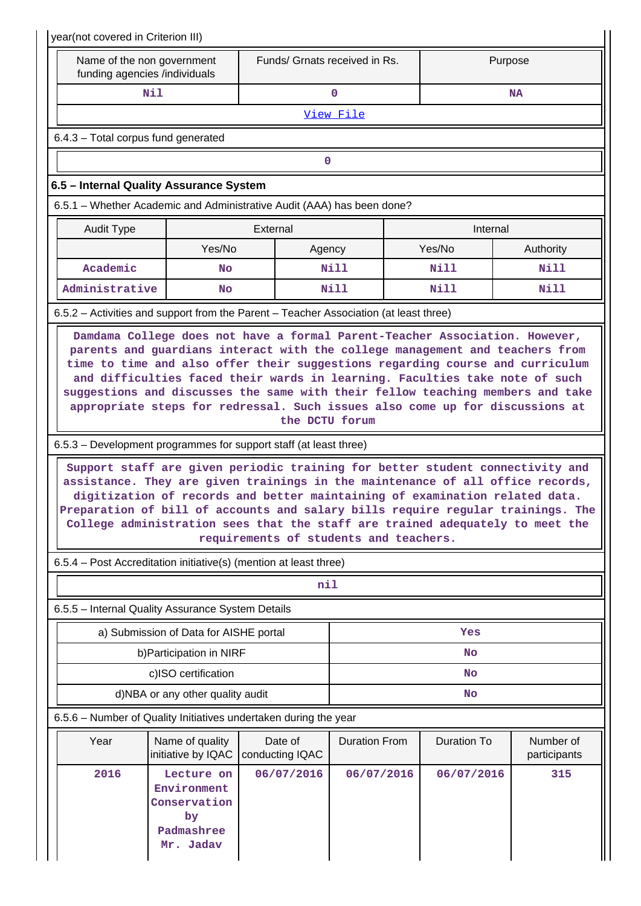year(not covered in Criterion III)

| Name of the non government funding agencies /individuals | Funds/ Grnats received in Rs. | Purpose |
|---|---|---|
| Nil | 0 | NA |
| View File | | |

6.4.3 – Total corpus fund generated

| 0 |
|---|

### 6.5 – Internal Quality Assurance System

6.5.1 – Whether Academic and Administrative Audit (AAA) has been done?

| Audit Type | External | | Internal | |
|---|---|---|---|---|
| | Yes/No | Agency | Yes/No | Authority |
| Academic | No | Nill | Nill | Nill |
| Administrative | No | Nill | Nill | Nill |

6.5.2 – Activities and support from the Parent – Teacher Association (at least three)

Damdama College does not have a formal Parent-Teacher Association. However, parents and guardians interact with the college management and teachers from time to time and also offer their suggestions regarding course and curriculum and difficulties faced their wards in learning. Faculties take note of such suggestions and discusses the same with their fellow teaching members and take appropriate steps for redressal. Such issues also come up for discussions at the DCTU forum

6.5.3 – Development programmes for support staff (at least three)

Support staff are given periodic training for better student connectivity and assistance. They are given trainings in the maintenance of all office records, digitization of records and better maintaining of examination related data. Preparation of bill of accounts and salary bills require regular trainings. The College administration sees that the staff are trained adequately to meet the requirements of students and teachers.

6.5.4 – Post Accreditation initiative(s) (mention at least three)

| nil |
|---|

6.5.5 – Internal Quality Assurance System Details

| a) Submission of Data for AISHE portal | Yes |
|---|---|
| b)Participation in NIRF | No |
| c)ISO certification | No |
| d)NBA or any other quality audit | No |

6.5.6 – Number of Quality Initiatives undertaken during the year

| Year | Name of quality initiative by IQAC | Date of conducting IQAC | Duration From | Duration To | Number of participants |
|---|---|---|---|---|---|
| 2016 | Lecture on Environment Conservation by Padmashree Mr. Jadav | 06/07/2016 | 06/07/2016 | 06/07/2016 | 315 |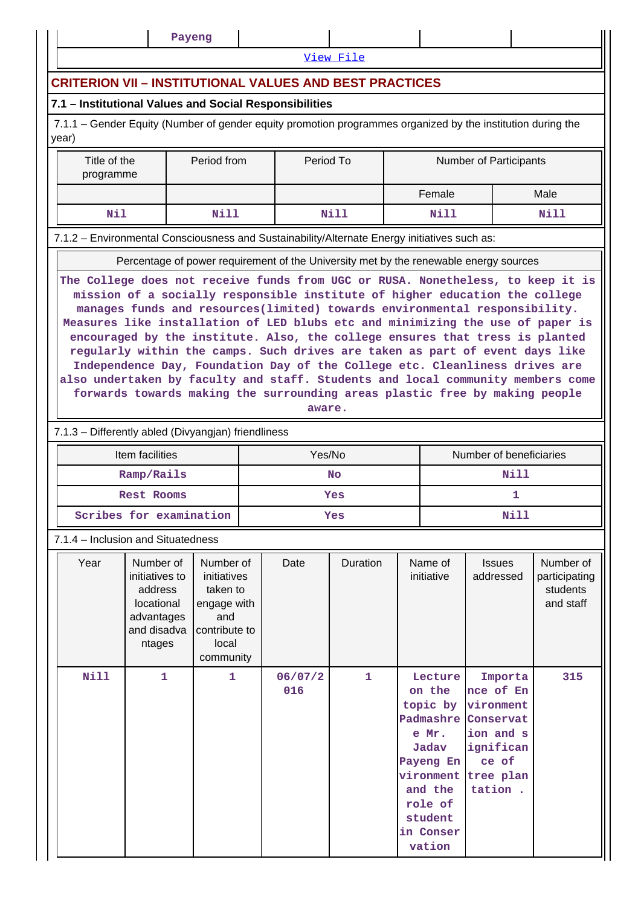| | Payeng | | | | |
|---|---|---|---|---|---|

[View File]

## CRITERION VII – INSTITUTIONAL VALUES AND BEST PRACTICES

### 7.1 – Institutional Values and Social Responsibilities

7.1.1 – Gender Equity (Number of gender equity promotion programmes organized by the institution during the year)

| Title of the programme | Period from | Period To | Number of Participants | |
|---|---|---|---|---|
| | | | Female | Male |
| Nil | Nill | Nill | Nill | Nill |

7.1.2 – Environmental Consciousness and Sustainability/Alternate Energy initiatives such as:

| Percentage of power requirement of the University met by the renewable energy sources |
|---|
| The College does not receive funds from UGC or RUSA. Nonetheless, to keep it is mission of a socially responsible institute of higher education the college manages funds and resources(limited) towards environmental responsibility. Measures like installation of LED blubs etc and minimizing the use of paper is encouraged by the institute. Also, the college ensures that tress is planted regularly within the camps. Such drives are taken as part of event days like Independence Day, Foundation Day of the College etc. Cleanliness drives are also undertaken by faculty and staff. Students and local community members come forwards towards making the surrounding areas plastic free by making people aware. |

7.1.3 – Differently abled (Divyangjan) friendliness

| Item facilities | Yes/No | Number of beneficiaries |
|---|---|---|
| Ramp/Rails | No | Nill |
| Rest Rooms | Yes | 1 |
| Scribes for examination | Yes | Nill |

7.1.4 – Inclusion and Situatedness

| Year | Number of initiatives to address locational advantages and disadvantages | Number of initiatives taken to engage with and contribute to local community | Date | Duration | Name of initiative | Issues addressed | Number of participating students and staff |
|---|---|---|---|---|---|---|---|
| Nill | 1 | 1 | 06/07/2016 | 1 | Lecture on the topic by Padmashree Mr. Jadav Payeng Environment and the role of student in Conservation | Importance of Environment Conservation and significance of tree plantation . | 315 |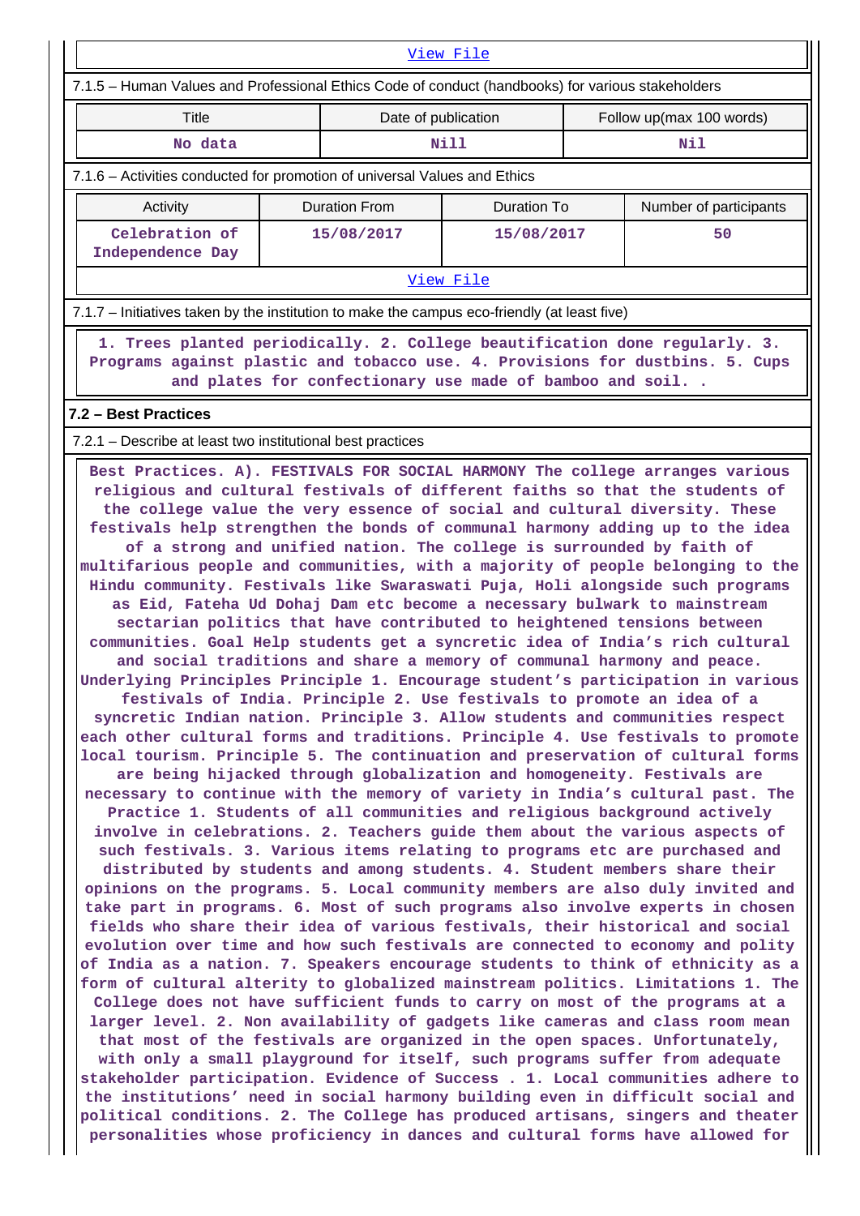View File

7.1.5 – Human Values and Professional Ethics Code of conduct (handbooks) for various stakeholders

| Title | Date of publication | Follow up(max 100 words) |
|---|---|---|
| No data | Nill | Nil |

7.1.6 – Activities conducted for promotion of universal Values and Ethics

| Activity | Duration From | Duration To | Number of participants |
|---|---|---|---|
| Celebration of Independence Day | 15/08/2017 | 15/08/2017 | 50 |

View File

7.1.7 – Initiatives taken by the institution to make the campus eco-friendly (at least five)

1. Trees planted periodically. 2. College beautification done regularly. 3. Programs against plastic and tobacco use. 4. Provisions for dustbins. 5. Cups and plates for confectionary use made of bamboo and soil. .

**7.2 – Best Practices**

7.2.1 – Describe at least two institutional best practices

Best Practices. A). FESTIVALS FOR SOCIAL HARMONY The college arranges various religious and cultural festivals of different faiths so that the students of the college value the very essence of social and cultural diversity. These festivals help strengthen the bonds of communal harmony adding up to the idea of a strong and unified nation. The college is surrounded by faith of multifarious people and communities, with a majority of people belonging to the Hindu community. Festivals like Swaraswati Puja, Holi alongside such programs as Eid, Fateha Ud Dohaj Dam etc become a necessary bulwark to mainstream sectarian politics that have contributed to heightened tensions between communities. Goal Help students get a syncretic idea of India's rich cultural and social traditions and share a memory of communal harmony and peace. Underlying Principles Principle 1. Encourage student's participation in various festivals of India. Principle 2. Use festivals to promote an idea of a syncretic Indian nation. Principle 3. Allow students and communities respect each other cultural forms and traditions. Principle 4. Use festivals to promote local tourism. Principle 5. The continuation and preservation of cultural forms are being hijacked through globalization and homogeneity. Festivals are necessary to continue with the memory of variety in India's cultural past. The Practice 1. Students of all communities and religious background actively involve in celebrations. 2. Teachers guide them about the various aspects of such festivals. 3. Various items relating to programs etc are purchased and distributed by students and among students. 4. Student members share their opinions on the programs. 5. Local community members are also duly invited and take part in programs. 6. Most of such programs also involve experts in chosen fields who share their idea of various festivals, their historical and social evolution over time and how such festivals are connected to economy and polity of India as a nation. 7. Speakers encourage students to think of ethnicity as a form of cultural alterity to globalized mainstream politics. Limitations 1. The College does not have sufficient funds to carry on most of the programs at a larger level. 2. Non availability of gadgets like cameras and class room mean that most of the festivals are organized in the open spaces. Unfortunately, with only a small playground for itself, such programs suffer from adequate stakeholder participation. Evidence of Success . 1. Local communities adhere to the institutions' need in social harmony building even in difficult social and political conditions. 2. The College has produced artisans, singers and theater personalities whose proficiency in dances and cultural forms have allowed for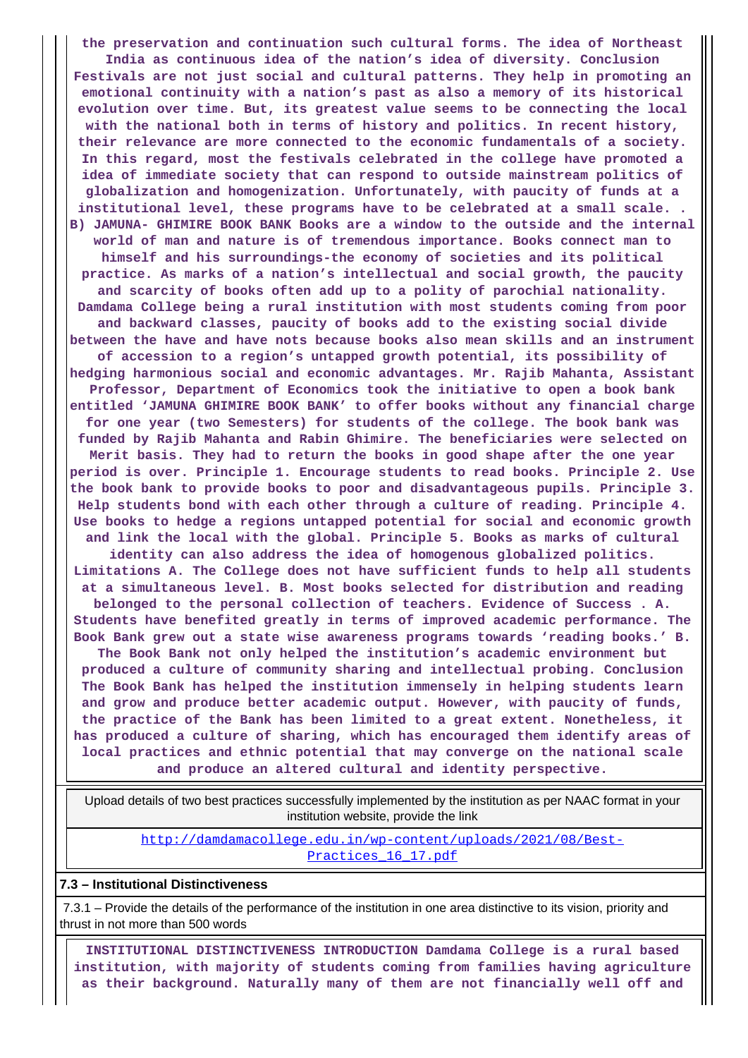**the preservation and continuation such cultural forms. The idea of Northeast India as continuous idea of the nation's idea of diversity. Conclusion Festivals are not just social and cultural patterns. They help in promoting an emotional continuity with a nation's past as also a memory of its historical evolution over time. But, its greatest value seems to be connecting the local with the national both in terms of history and politics. In recent history, their relevance are more connected to the economic fundamentals of a society. In this regard, most the festivals celebrated in the college have promoted a idea of immediate society that can respond to outside mainstream politics of globalization and homogenization. Unfortunately, with paucity of funds at a institutional level, these programs have to be celebrated at a small scale. . B) JAMUNA- GHIMIRE BOOK BANK Books are a window to the outside and the internal world of man and nature is of tremendous importance. Books connect man to himself and his surroundings-the economy of societies and its political practice. As marks of a nation's intellectual and social growth, the paucity and scarcity of books often add up to a polity of parochial nationality. Damdama College being a rural institution with most students coming from poor and backward classes, paucity of books add to the existing social divide between the have and have nots because books also mean skills and an instrument of accession to a region's untapped growth potential, its possibility of hedging harmonious social and economic advantages. Mr. Rajib Mahanta, Assistant Professor, Department of Economics took the initiative to open a book bank entitled 'JAMUNA GHIMIRE BOOK BANK' to offer books without any financial charge for one year (two Semesters) for students of the college. The book bank was funded by Rajib Mahanta and Rabin Ghimire. The beneficiaries were selected on Merit basis. They had to return the books in good shape after the one year period is over. Principle 1. Encourage students to read books. Principle 2. Use the book bank to provide books to poor and disadvantageous pupils. Principle 3. Help students bond with each other through a culture of reading. Principle 4. Use books to hedge a regions untapped potential for social and economic growth and link the local with the global. Principle 5. Books as marks of cultural identity can also address the idea of homogenous globalized politics. Limitations A. The College does not have sufficient funds to help all students at a simultaneous level. B. Most books selected for distribution and reading belonged to the personal collection of teachers. Evidence of Success . A. Students have benefited greatly in terms of improved academic performance. The Book Bank grew out a state wise awareness programs towards 'reading books.' B. The Book Bank not only helped the institution's academic environment but produced a culture of community sharing and intellectual probing. Conclusion The Book Bank has helped the institution immensely in helping students learn and grow and produce better academic output. However, with paucity of funds, the practice of the Bank has been limited to a great extent. Nonetheless, it has produced a culture of sharing, which has encouraged them identify areas of local practices and ethnic potential that may converge on the national scale and produce an altered cultural and identity perspective.**

| Upload details of two best practices successfully implemented by the institution as per NAAC format in your institution website, provide the link |
|---|
| http://damdamacollege.edu.in/wp-content/uploads/2021/08/Best-Practices_16_17.pdf |

**7.3 – Institutional Distinctiveness**

7.3.1 – Provide the details of the performance of the institution in one area distinctive to its vision, priority and thrust in not more than 500 words

**INSTITUTIONAL DISTINCTIVENESS INTRODUCTION Damdama College is a rural based institution, with majority of students coming from families having agriculture as their background. Naturally many of them are not financially well off and**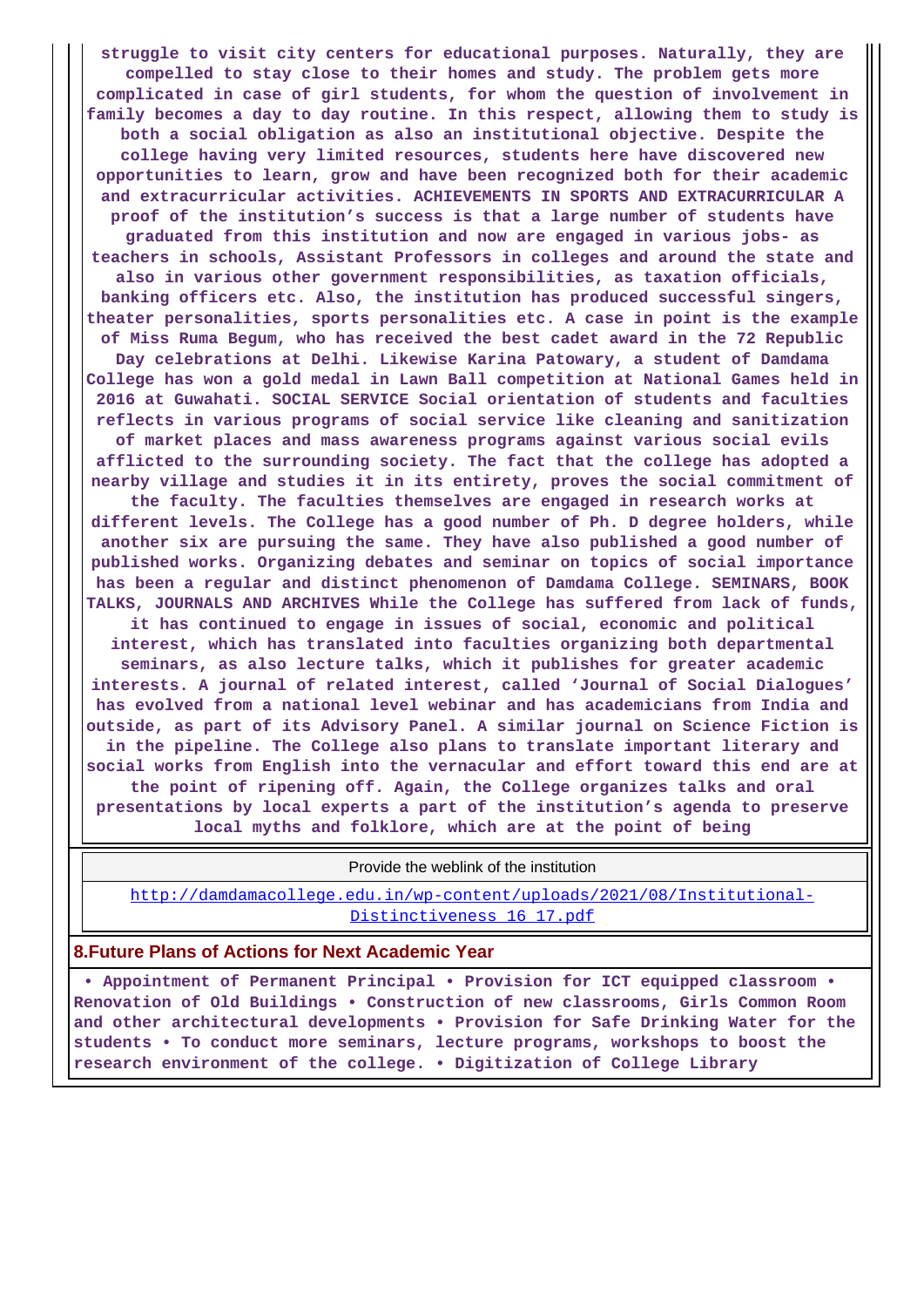struggle to visit city centers for educational purposes. Naturally, they are compelled to stay close to their homes and study. The problem gets more complicated in case of girl students, for whom the question of involvement in family becomes a day to day routine. In this respect, allowing them to study is both a social obligation as also an institutional objective. Despite the college having very limited resources, students here have discovered new opportunities to learn, grow and have been recognized both for their academic and extracurricular activities. ACHIEVEMENTS IN SPORTS AND EXTRACURRICULAR A proof of the institution's success is that a large number of students have graduated from this institution and now are engaged in various jobs- as teachers in schools, Assistant Professors in colleges and around the state and also in various other government responsibilities, as taxation officials, banking officers etc. Also, the institution has produced successful singers, theater personalities, sports personalities etc. A case in point is the example of Miss Ruma Begum, who has received the best cadet award in the 72 Republic Day celebrations at Delhi. Likewise Karina Patowary, a student of Damdama College has won a gold medal in Lawn Ball competition at National Games held in 2016 at Guwahati. SOCIAL SERVICE Social orientation of students and faculties reflects in various programs of social service like cleaning and sanitization of market places and mass awareness programs against various social evils afflicted to the surrounding society. The fact that the college has adopted a nearby village and studies it in its entirety, proves the social commitment of the faculty. The faculties themselves are engaged in research works at different levels. The College has a good number of Ph. D degree holders, while another six are pursuing the same. They have also published a good number of published works. Organizing debates and seminar on topics of social importance has been a regular and distinct phenomenon of Damdama College. SEMINARS, BOOK TALKS, JOURNALS AND ARCHIVES While the College has suffered from lack of funds, it has continued to engage in issues of social, economic and political interest, which has translated into faculties organizing both departmental seminars, as also lecture talks, which it publishes for greater academic interests. A journal of related interest, called 'Journal of Social Dialogues' has evolved from a national level webinar and has academicians from India and outside, as part of its Advisory Panel. A similar journal on Science Fiction is in the pipeline. The College also plans to translate important literary and social works from English into the vernacular and effort toward this end are at the point of ripening off. Again, the College organizes talks and oral presentations by local experts a part of the institution's agenda to preserve local myths and folklore, which are at the point of being

| Provide the weblink of the institution |
|---|
| http://damdamacollege.edu.in/wp-content/uploads/2021/08/Institutional-Distinctiveness_16_17.pdf |

## 8.Future Plans of Actions for Next Academic Year

• Appointment of Permanent Principal • Provision for ICT equipped classroom • Renovation of Old Buildings • Construction of new classrooms, Girls Common Room and other architectural developments • Provision for Safe Drinking Water for the students • To conduct more seminars, lecture programs, workshops to boost the research environment of the college. • Digitization of College Library